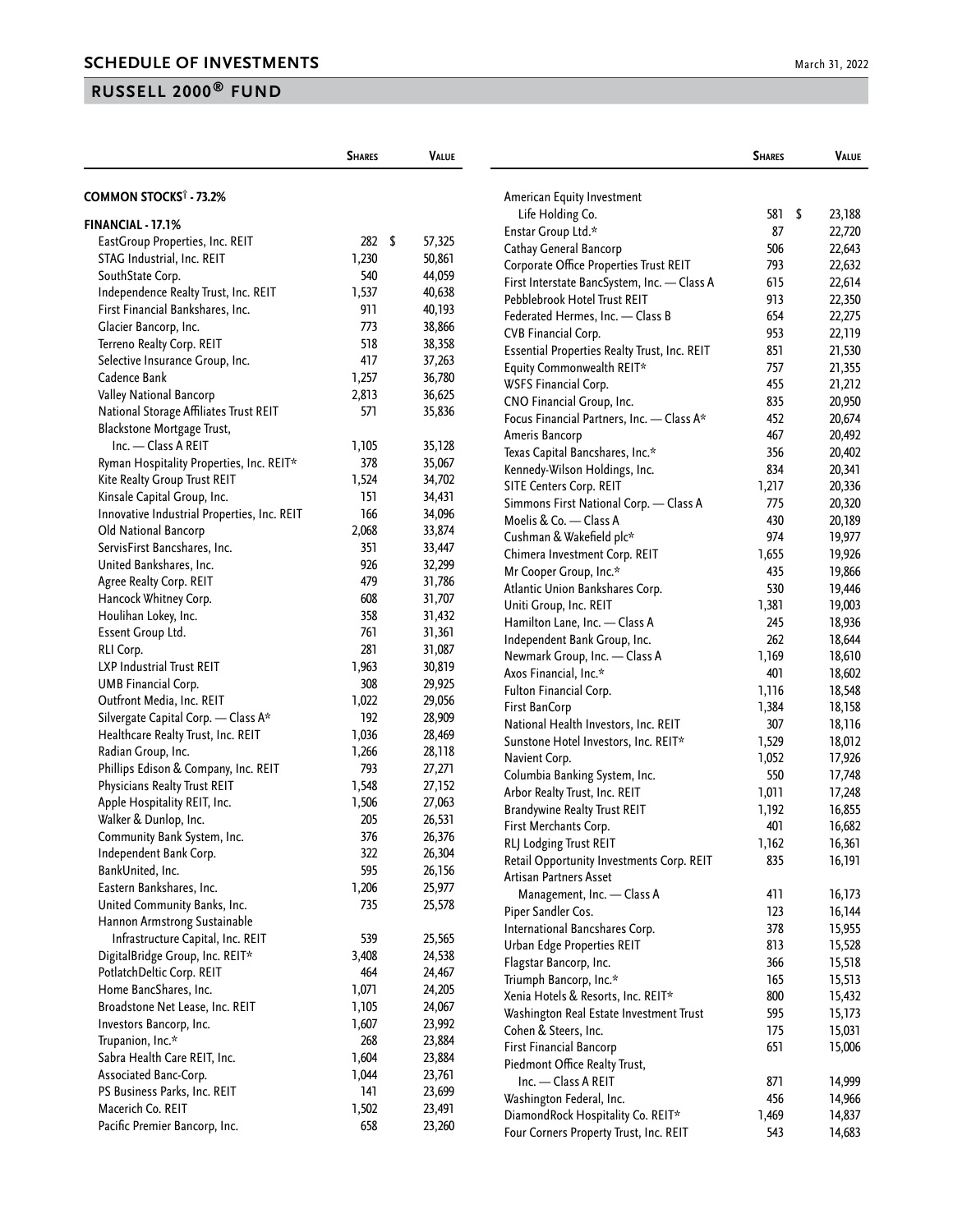## SCHEDULE OF INVESTMENTS

March 31, 2022

## RUSSELL 2000® FUND

| | Shares | Value |
|---|---|---|
| **COMMON STOCKS† - 73.2%** | | |
| **FINANCIAL - 17.1%** | | |
| EastGroup Properties, Inc. REIT | 282 | $ 57,325 |
| STAG Industrial, Inc. REIT | 1,230 | 50,861 |
| SouthState Corp. | 540 | 44,059 |
| Independence Realty Trust, Inc. REIT | 1,537 | 40,638 |
| First Financial Bankshares, Inc. | 911 | 40,193 |
| Glacier Bancorp, Inc. | 773 | 38,866 |
| Terreno Realty Corp. REIT | 518 | 38,358 |
| Selective Insurance Group, Inc. | 417 | 37,263 |
| Cadence Bank | 1,257 | 36,780 |
| Valley National Bancorp | 2,813 | 36,625 |
| National Storage Affiliates Trust REIT | 571 | 35,836 |
| Blackstone Mortgage Trust, Inc. — Class A REIT | 1,105 | 35,128 |
| Ryman Hospitality Properties, Inc. REIT* | 378 | 35,067 |
| Kite Realty Group Trust REIT | 1,524 | 34,702 |
| Kinsale Capital Group, Inc. | 151 | 34,431 |
| Innovative Industrial Properties, Inc. REIT | 166 | 34,096 |
| Old National Bancorp | 2,068 | 33,874 |
| ServisFirst Bancshares, Inc. | 351 | 33,447 |
| United Bankshares, Inc. | 926 | 32,299 |
| Agree Realty Corp. REIT | 479 | 31,786 |
| Hancock Whitney Corp. | 608 | 31,707 |
| Houlihan Lokey, Inc. | 358 | 31,432 |
| Essent Group Ltd. | 761 | 31,361 |
| RLI Corp. | 281 | 31,087 |
| LXP Industrial Trust REIT | 1,963 | 30,819 |
| UMB Financial Corp. | 308 | 29,925 |
| Outfront Media, Inc. REIT | 1,022 | 29,056 |
| Silvergate Capital Corp. — Class A* | 192 | 28,909 |
| Healthcare Realty Trust, Inc. REIT | 1,036 | 28,469 |
| Radian Group, Inc. | 1,266 | 28,118 |
| Phillips Edison & Company, Inc. REIT | 793 | 27,271 |
| Physicians Realty Trust REIT | 1,548 | 27,152 |
| Apple Hospitality REIT, Inc. | 1,506 | 27,063 |
| Walker & Dunlop, Inc. | 205 | 26,531 |
| Community Bank System, Inc. | 376 | 26,376 |
| Independent Bank Corp. | 322 | 26,304 |
| BankUnited, Inc. | 595 | 26,156 |
| Eastern Bankshares, Inc. | 1,206 | 25,977 |
| United Community Banks, Inc. | 735 | 25,578 |
| Hannon Armstrong Sustainable Infrastructure Capital, Inc. REIT | 539 | 25,565 |
| DigitalBridge Group, Inc. REIT* | 3,408 | 24,538 |
| PotlatchDeltic Corp. REIT | 464 | 24,467 |
| Home BancShares, Inc. | 1,071 | 24,205 |
| Broadstone Net Lease, Inc. REIT | 1,105 | 24,067 |
| Investors Bancorp, Inc. | 1,607 | 23,992 |
| Trupanion, Inc.* | 268 | 23,884 |
| Sabra Health Care REIT, Inc. | 1,604 | 23,884 |
| Associated Banc-Corp. | 1,044 | 23,761 |
| PS Business Parks, Inc. REIT | 141 | 23,699 |
| Macerich Co. REIT | 1,502 | 23,491 |
| Pacific Premier Bancorp, Inc. | 658 | 23,260 |
| American Equity Investment Life Holding Co. | 581 | $ 23,188 |
| Enstar Group Ltd.* | 87 | 22,720 |
| Cathay General Bancorp | 506 | 22,643 |
| Corporate Office Properties Trust REIT | 793 | 22,632 |
| First Interstate BancSystem, Inc. — Class A | 615 | 22,614 |
| Pebblebrook Hotel Trust REIT | 913 | 22,350 |
| Federated Hermes, Inc. — Class B | 654 | 22,275 |
| CVB Financial Corp. | 953 | 22,119 |
| Essential Properties Realty Trust, Inc. REIT | 851 | 21,530 |
| Equity Commonwealth REIT* | 757 | 21,355 |
| WSFS Financial Corp. | 455 | 21,212 |
| CNO Financial Group, Inc. | 835 | 20,950 |
| Focus Financial Partners, Inc. — Class A* | 452 | 20,674 |
| Ameris Bancorp | 467 | 20,492 |
| Texas Capital Bancshares, Inc.* | 356 | 20,402 |
| Kennedy-Wilson Holdings, Inc. | 834 | 20,341 |
| SITE Centers Corp. REIT | 1,217 | 20,336 |
| Simmons First National Corp. — Class A | 775 | 20,320 |
| Moelis & Co. — Class A | 430 | 20,189 |
| Cushman & Wakefield plc* | 974 | 19,977 |
| Chimera Investment Corp. REIT | 1,655 | 19,926 |
| Mr Cooper Group, Inc.* | 435 | 19,866 |
| Atlantic Union Bankshares Corp. | 530 | 19,446 |
| Uniti Group, Inc. REIT | 1,381 | 19,003 |
| Hamilton Lane, Inc. — Class A | 245 | 18,936 |
| Independent Bank Group, Inc. | 262 | 18,644 |
| Newmark Group, Inc. — Class A | 1,169 | 18,610 |
| Axos Financial, Inc.* | 401 | 18,602 |
| Fulton Financial Corp. | 1,116 | 18,548 |
| First BanCorp | 1,384 | 18,158 |
| National Health Investors, Inc. REIT | 307 | 18,116 |
| Sunstone Hotel Investors, Inc. REIT* | 1,529 | 18,012 |
| Navient Corp. | 1,052 | 17,926 |
| Columbia Banking System, Inc. | 550 | 17,748 |
| Arbor Realty Trust, Inc. REIT | 1,011 | 17,248 |
| Brandywine Realty Trust REIT | 1,192 | 16,855 |
| First Merchants Corp. | 401 | 16,682 |
| RLJ Lodging Trust REIT | 1,162 | 16,361 |
| Retail Opportunity Investments Corp. REIT | 835 | 16,191 |
| Artisan Partners Asset Management, Inc. — Class A | 411 | 16,173 |
| Piper Sandler Cos. | 123 | 16,144 |
| International Bancshares Corp. | 378 | 15,955 |
| Urban Edge Properties REIT | 813 | 15,528 |
| Flagstar Bancorp, Inc. | 366 | 15,518 |
| Triumph Bancorp, Inc.* | 165 | 15,513 |
| Xenia Hotels & Resorts, Inc. REIT* | 800 | 15,432 |
| Washington Real Estate Investment Trust | 595 | 15,173 |
| Cohen & Steers, Inc. | 175 | 15,031 |
| First Financial Bancorp | 651 | 15,006 |
| Piedmont Office Realty Trust, Inc. — Class A REIT | 871 | 14,999 |
| Washington Federal, Inc. | 456 | 14,966 |
| DiamondRock Hospitality Co. REIT* | 1,469 | 14,837 |
| Four Corners Property Trust, Inc. REIT | 543 | 14,683 |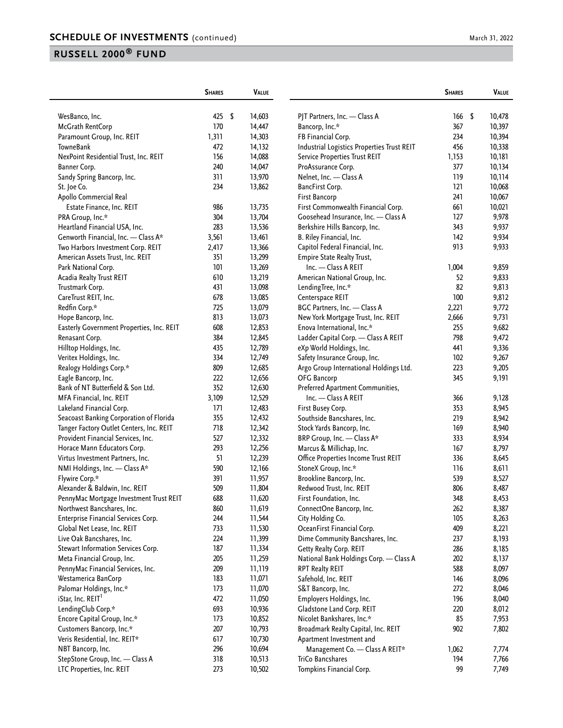## SCHEDULE OF INVESTMENTS (continued)

March 31, 2022

## RUSSELL 2000® FUND

| | Shares | Value |
|---|---|---|
| WesBanco, Inc. | 425 | $ 14,603 |
| McGrath RentCorp | 170 | 14,447 |
| Paramount Group, Inc. REIT | 1,311 | 14,303 |
| TowneBank | 472 | 14,132 |
| NexPoint Residential Trust, Inc. REIT | 156 | 14,088 |
| Banner Corp. | 240 | 14,047 |
| Sandy Spring Bancorp, Inc. | 311 | 13,970 |
| St. Joe Co. | 234 | 13,862 |
| Apollo Commercial Real Estate Finance, Inc. REIT | 986 | 13,735 |
| PRA Group, Inc.* | 304 | 13,704 |
| Heartland Financial USA, Inc. | 283 | 13,536 |
| Genworth Financial, Inc. — Class A* | 3,561 | 13,461 |
| Two Harbors Investment Corp. REIT | 2,417 | 13,366 |
| American Assets Trust, Inc. REIT | 351 | 13,299 |
| Park National Corp. | 101 | 13,269 |
| Acadia Realty Trust REIT | 610 | 13,219 |
| Trustmark Corp. | 431 | 13,098 |
| CareTrust REIT, Inc. | 678 | 13,085 |
| Redfin Corp.* | 725 | 13,079 |
| Hope Bancorp, Inc. | 813 | 13,073 |
| Easterly Government Properties, Inc. REIT | 608 | 12,853 |
| Renasant Corp. | 384 | 12,845 |
| Hilltop Holdings, Inc. | 435 | 12,789 |
| Veritex Holdings, Inc. | 334 | 12,749 |
| Realogy Holdings Corp.* | 809 | 12,685 |
| Eagle Bancorp, Inc. | 222 | 12,656 |
| Bank of NT Butterfield & Son Ltd. | 352 | 12,630 |
| MFA Financial, Inc. REIT | 3,109 | 12,529 |
| Lakeland Financial Corp. | 171 | 12,483 |
| Seacoast Banking Corporation of Florida | 355 | 12,432 |
| Tanger Factory Outlet Centers, Inc. REIT | 718 | 12,342 |
| Provident Financial Services, Inc. | 527 | 12,332 |
| Horace Mann Educators Corp. | 293 | 12,256 |
| Virtus Investment Partners, Inc. | 51 | 12,239 |
| NMI Holdings, Inc. — Class A* | 590 | 12,166 |
| Flywire Corp.* | 391 | 11,957 |
| Alexander & Baldwin, Inc. REIT | 509 | 11,804 |
| PennyMac Mortgage Investment Trust REIT | 688 | 11,620 |
| Northwest Bancshares, Inc. | 860 | 11,619 |
| Enterprise Financial Services Corp. | 244 | 11,544 |
| Global Net Lease, Inc. REIT | 733 | 11,530 |
| Live Oak Bancshares, Inc. | 224 | 11,399 |
| Stewart Information Services Corp. | 187 | 11,334 |
| Meta Financial Group, Inc. | 205 | 11,259 |
| PennyMac Financial Services, Inc. | 209 | 11,119 |
| Westamerica BanCorp | 183 | 11,071 |
| Palomar Holdings, Inc.* | 173 | 11,070 |
| iStar, Inc. REIT[1] | 472 | 11,050 |
| LendingClub Corp.* | 693 | 10,936 |
| Encore Capital Group, Inc.* | 173 | 10,852 |
| Customers Bancorp, Inc.* | 207 | 10,793 |
| Veris Residential, Inc. REIT* | 617 | 10,730 |
| NBT Bancorp, Inc. | 296 | 10,694 |
| StepStone Group, Inc. — Class A | 318 | 10,513 |
| LTC Properties, Inc. REIT | 273 | 10,502 |
| PJT Partners, Inc. — Class A | 166 | $ 10,478 |
| Bancorp, Inc.* | 367 | 10,397 |
| FB Financial Corp. | 234 | 10,394 |
| Industrial Logistics Properties Trust REIT | 456 | 10,338 |
| Service Properties Trust REIT | 1,153 | 10,181 |
| ProAssurance Corp. | 377 | 10,134 |
| Nelnet, Inc. — Class A | 119 | 10,114 |
| BancFirst Corp. | 121 | 10,068 |
| First Bancorp | 241 | 10,067 |
| First Commonwealth Financial Corp. | 661 | 10,021 |
| Goosehead Insurance, Inc. — Class A | 127 | 9,978 |
| Berkshire Hills Bancorp, Inc. | 343 | 9,937 |
| B. Riley Financial, Inc. | 142 | 9,934 |
| Capitol Federal Financial, Inc. | 913 | 9,933 |
| Empire State Realty Trust, Inc. — Class A REIT | 1,004 | 9,859 |
| American National Group, Inc. | 52 | 9,833 |
| LendingTree, Inc.* | 82 | 9,813 |
| Centerspace REIT | 100 | 9,812 |
| BGC Partners, Inc. — Class A | 2,221 | 9,772 |
| New York Mortgage Trust, Inc. REIT | 2,666 | 9,731 |
| Enova International, Inc.* | 255 | 9,682 |
| Ladder Capital Corp. — Class A REIT | 798 | 9,472 |
| eXp World Holdings, Inc. | 441 | 9,336 |
| Safety Insurance Group, Inc. | 102 | 9,267 |
| Argo Group International Holdings Ltd. | 223 | 9,205 |
| OFG Bancorp | 345 | 9,191 |
| Preferred Apartment Communities, Inc. — Class A REIT | 366 | 9,128 |
| First Busey Corp. | 353 | 8,945 |
| Southside Bancshares, Inc. | 219 | 8,942 |
| Stock Yards Bancorp, Inc. | 169 | 8,940 |
| BRP Group, Inc. — Class A* | 333 | 8,934 |
| Marcus & Millichap, Inc. | 167 | 8,797 |
| Office Properties Income Trust REIT | 336 | 8,645 |
| StoneX Group, Inc.* | 116 | 8,611 |
| Brookline Bancorp, Inc. | 539 | 8,527 |
| Redwood Trust, Inc. REIT | 806 | 8,487 |
| First Foundation, Inc. | 348 | 8,453 |
| ConnectOne Bancorp, Inc. | 262 | 8,387 |
| City Holding Co. | 105 | 8,263 |
| OceanFirst Financial Corp. | 409 | 8,221 |
| Dime Community Bancshares, Inc. | 237 | 8,193 |
| Getty Realty Corp. REIT | 286 | 8,185 |
| National Bank Holdings Corp. — Class A | 202 | 8,137 |
| RPT Realty REIT | 588 | 8,097 |
| Safehold, Inc. REIT | 146 | 8,096 |
| S&T Bancorp, Inc. | 272 | 8,046 |
| Employers Holdings, Inc. | 196 | 8,040 |
| Gladstone Land Corp. REIT | 220 | 8,012 |
| Nicolet Bankshares, Inc.* | 85 | 7,953 |
| Broadmark Realty Capital, Inc. REIT | 902 | 7,802 |
| Apartment Investment and Management Co. — Class A REIT* | 1,062 | 7,774 |
| TriCo Bancshares | 194 | 7,766 |
| Tompkins Financial Corp. | 99 | 7,749 |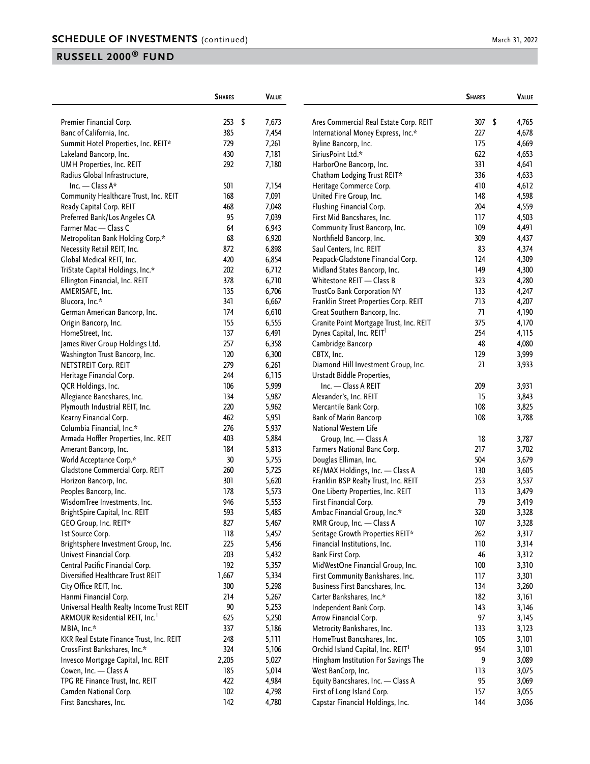## SCHEDULE OF INVESTMENTS (continued)

## RUSSELL 2000® FUND

| | Shares | Value |
|---|---|---|
| Premier Financial Corp. | 253 | $ 7,673 |
| Banc of California, Inc. | 385 | 7,454 |
| Summit Hotel Properties, Inc. REIT* | 729 | 7,261 |
| Lakeland Bancorp, Inc. | 430 | 7,181 |
| UMH Properties, Inc. REIT | 292 | 7,180 |
| Radius Global Infrastructure, Inc. — Class A* | 501 | 7,154 |
| Community Healthcare Trust, Inc. REIT | 168 | 7,091 |
| Ready Capital Corp. REIT | 468 | 7,048 |
| Preferred Bank/Los Angeles CA | 95 | 7,039 |
| Farmer Mac — Class C | 64 | 6,943 |
| Metropolitan Bank Holding Corp.* | 68 | 6,920 |
| Necessity Retail REIT, Inc. | 872 | 6,898 |
| Global Medical REIT, Inc. | 420 | 6,854 |
| TriState Capital Holdings, Inc.* | 202 | 6,712 |
| Ellington Financial, Inc. REIT | 378 | 6,710 |
| AMERISAFE, Inc. | 135 | 6,706 |
| Blucora, Inc.* | 341 | 6,667 |
| German American Bancorp, Inc. | 174 | 6,610 |
| Origin Bancorp, Inc. | 155 | 6,555 |
| HomeStreet, Inc. | 137 | 6,491 |
| James River Group Holdings Ltd. | 257 | 6,358 |
| Washington Trust Bancorp, Inc. | 120 | 6,300 |
| NETSTREIT Corp. REIT | 279 | 6,261 |
| Heritage Financial Corp. | 244 | 6,115 |
| QCR Holdings, Inc. | 106 | 5,999 |
| Allegiance Bancshares, Inc. | 134 | 5,987 |
| Plymouth Industrial REIT, Inc. | 220 | 5,962 |
| Kearny Financial Corp. | 462 | 5,951 |
| Columbia Financial, Inc.* | 276 | 5,937 |
| Armada Hoffler Properties, Inc. REIT | 403 | 5,884 |
| Amerant Bancorp, Inc. | 184 | 5,813 |
| World Acceptance Corp.* | 30 | 5,755 |
| Gladstone Commercial Corp. REIT | 260 | 5,725 |
| Horizon Bancorp, Inc. | 301 | 5,620 |
| Peoples Bancorp, Inc. | 178 | 5,573 |
| WisdomTree Investments, Inc. | 946 | 5,553 |
| BrightSpire Capital, Inc. REIT | 593 | 5,485 |
| GEO Group, Inc. REIT* | 827 | 5,467 |
| 1st Source Corp. | 118 | 5,457 |
| Brightsphere Investment Group, Inc. | 225 | 5,456 |
| Univest Financial Corp. | 203 | 5,432 |
| Central Pacific Financial Corp. | 192 | 5,357 |
| Diversified Healthcare Trust REIT | 1,667 | 5,334 |
| City Office REIT, Inc. | 300 | 5,298 |
| Hanmi Financial Corp. | 214 | 5,267 |
| Universal Health Realty Income Trust REIT | 90 | 5,253 |
| ARMOUR Residential REIT, Inc.[1] | 625 | 5,250 |
| MBIA, Inc.* | 337 | 5,186 |
| KKR Real Estate Finance Trust, Inc. REIT | 248 | 5,111 |
| CrossFirst Bankshares, Inc.* | 324 | 5,106 |
| Invesco Mortgage Capital, Inc. REIT | 2,205 | 5,027 |
| Cowen, Inc. — Class A | 185 | 5,014 |
| TPG RE Finance Trust, Inc. REIT | 422 | 4,984 |
| Camden National Corp. | 102 | 4,798 |
| First Bancshares, Inc. | 142 | 4,780 |
| Ares Commercial Real Estate Corp. REIT | 307 | $ 4,765 |
| International Money Express, Inc.* | 227 | 4,678 |
| Byline Bancorp, Inc. | 175 | 4,669 |
| SiriusPoint Ltd.* | 622 | 4,653 |
| HarborOne Bancorp, Inc. | 331 | 4,641 |
| Chatham Lodging Trust REIT* | 336 | 4,633 |
| Heritage Commerce Corp. | 410 | 4,612 |
| United Fire Group, Inc. | 148 | 4,598 |
| Flushing Financial Corp. | 204 | 4,559 |
| First Mid Bancshares, Inc. | 117 | 4,503 |
| Community Trust Bancorp, Inc. | 109 | 4,491 |
| Northfield Bancorp, Inc. | 309 | 4,437 |
| Saul Centers, Inc. REIT | 83 | 4,374 |
| Peapack-Gladstone Financial Corp. | 124 | 4,309 |
| Midland States Bancorp, Inc. | 149 | 4,300 |
| Whitestone REIT — Class B | 323 | 4,280 |
| TrustCo Bank Corporation NY | 133 | 4,247 |
| Franklin Street Properties Corp. REIT | 713 | 4,207 |
| Great Southern Bancorp, Inc. | 71 | 4,190 |
| Granite Point Mortgage Trust, Inc. REIT | 375 | 4,170 |
| Dynex Capital, Inc. REIT[1] | 254 | 4,115 |
| Cambridge Bancorp | 48 | 4,080 |
| CBTX, Inc. | 129 | 3,999 |
| Diamond Hill Investment Group, Inc. | 21 | 3,933 |
| Urstadt Biddle Properties, Inc. — Class A REIT | 209 | 3,931 |
| Alexander's, Inc. REIT | 15 | 3,843 |
| Mercantile Bank Corp. | 108 | 3,825 |
| Bank of Marin Bancorp | 108 | 3,788 |
| National Western Life Group, Inc. — Class A | 18 | 3,787 |
| Farmers National Banc Corp. | 217 | 3,702 |
| Douglas Elliman, Inc. | 504 | 3,679 |
| RE/MAX Holdings, Inc. — Class A | 130 | 3,605 |
| Franklin BSP Realty Trust, Inc. REIT | 253 | 3,537 |
| One Liberty Properties, Inc. REIT | 113 | 3,479 |
| First Financial Corp. | 79 | 3,419 |
| Ambac Financial Group, Inc.* | 320 | 3,328 |
| RMR Group, Inc. — Class A | 107 | 3,328 |
| Seritage Growth Properties REIT* | 262 | 3,317 |
| Financial Institutions, Inc. | 110 | 3,314 |
| Bank First Corp. | 46 | 3,312 |
| MidWestOne Financial Group, Inc. | 100 | 3,310 |
| First Community Bankshares, Inc. | 117 | 3,301 |
| Business First Bancshares, Inc. | 134 | 3,260 |
| Carter Bankshares, Inc.* | 182 | 3,161 |
| Independent Bank Corp. | 143 | 3,146 |
| Arrow Financial Corp. | 97 | 3,145 |
| Metrocity Bankshares, Inc. | 133 | 3,123 |
| HomeTrust Bancshares, Inc. | 105 | 3,101 |
| Orchid Island Capital, Inc. REIT[1] | 954 | 3,101 |
| Hingham Institution For Savings The | 9 | 3,089 |
| West BanCorp, Inc. | 113 | 3,075 |
| Equity Bancshares, Inc. — Class A | 95 | 3,069 |
| First of Long Island Corp. | 157 | 3,055 |
| Capstar Financial Holdings, Inc. | 144 | 3,036 |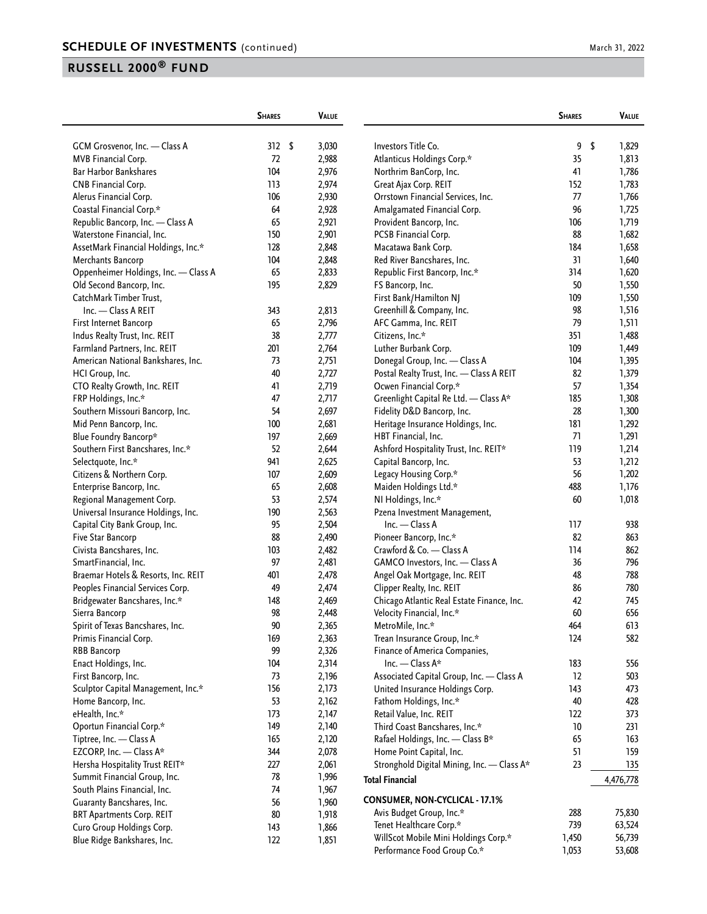## SCHEDULE OF INVESTMENTS (continued)

## RUSSELL 2000® FUND

| | Shares | Value |
|---|---|---|
| GCM Grosvenor, Inc. — Class A | 312 | $ 3,030 |
| MVB Financial Corp. | 72 | 2,988 |
| Bar Harbor Bankshares | 104 | 2,976 |
| CNB Financial Corp. | 113 | 2,974 |
| Alerus Financial Corp. | 106 | 2,930 |
| Coastal Financial Corp.* | 64 | 2,928 |
| Republic Bancorp, Inc. — Class A | 65 | 2,921 |
| Waterstone Financial, Inc. | 150 | 2,901 |
| AssetMark Financial Holdings, Inc.* | 128 | 2,848 |
| Merchants Bancorp | 104 | 2,848 |
| Oppenheimer Holdings, Inc. — Class A | 65 | 2,833 |
| Old Second Bancorp, Inc. | 195 | 2,829 |
| CatchMark Timber Trust, Inc. — Class A REIT | 343 | 2,813 |
| First Internet Bancorp | 65 | 2,796 |
| Indus Realty Trust, Inc. REIT | 38 | 2,777 |
| Farmland Partners, Inc. REIT | 201 | 2,764 |
| American National Bankshares, Inc. | 73 | 2,751 |
| HCI Group, Inc. | 40 | 2,727 |
| CTO Realty Growth, Inc. REIT | 41 | 2,719 |
| FRP Holdings, Inc.* | 47 | 2,717 |
| Southern Missouri Bancorp, Inc. | 54 | 2,697 |
| Mid Penn Bancorp, Inc. | 100 | 2,681 |
| Blue Foundry Bancorp* | 197 | 2,669 |
| Southern First Bancshares, Inc.* | 52 | 2,644 |
| Selectquote, Inc.* | 941 | 2,625 |
| Citizens & Northern Corp. | 107 | 2,609 |
| Enterprise Bancorp, Inc. | 65 | 2,608 |
| Regional Management Corp. | 53 | 2,574 |
| Universal Insurance Holdings, Inc. | 190 | 2,563 |
| Capital City Bank Group, Inc. | 95 | 2,504 |
| Five Star Bancorp | 88 | 2,490 |
| Civista Bancshares, Inc. | 103 | 2,482 |
| SmartFinancial, Inc. | 97 | 2,481 |
| Braemar Hotels & Resorts, Inc. REIT | 401 | 2,478 |
| Peoples Financial Services Corp. | 49 | 2,474 |
| Bridgewater Bancshares, Inc.* | 148 | 2,469 |
| Sierra Bancorp | 98 | 2,448 |
| Spirit of Texas Bancshares, Inc. | 90 | 2,365 |
| Primis Financial Corp. | 169 | 2,363 |
| RBB Bancorp | 99 | 2,326 |
| Enact Holdings, Inc. | 104 | 2,314 |
| First Bancorp, Inc. | 73 | 2,196 |
| Sculptor Capital Management, Inc.* | 156 | 2,173 |
| Home Bancorp, Inc. | 53 | 2,162 |
| eHealth, Inc.* | 173 | 2,147 |
| Oportun Financial Corp.* | 149 | 2,140 |
| Tiptree, Inc. — Class A | 165 | 2,120 |
| EZCORP, Inc. — Class A* | 344 | 2,078 |
| Hersha Hospitality Trust REIT* | 227 | 2,061 |
| Summit Financial Group, Inc. | 78 | 1,996 |
| South Plains Financial, Inc. | 74 | 1,967 |
| Guaranty Bancshares, Inc. | 56 | 1,960 |
| BRT Apartments Corp. REIT | 80 | 1,918 |
| Curo Group Holdings Corp. | 143 | 1,866 |
| Blue Ridge Bankshares, Inc. | 122 | 1,851 |
| Investors Title Co. | 9 | $ 1,829 |
| Atlanticus Holdings Corp.* | 35 | 1,813 |
| Northrim BanCorp, Inc. | 41 | 1,786 |
| Great Ajax Corp. REIT | 152 | 1,783 |
| Orrstown Financial Services, Inc. | 77 | 1,766 |
| Amalgamated Financial Corp. | 96 | 1,725 |
| Provident Bancorp, Inc. | 106 | 1,719 |
| PCSB Financial Corp. | 88 | 1,682 |
| Macatawa Bank Corp. | 184 | 1,658 |
| Red River Bancshares, Inc. | 31 | 1,640 |
| Republic First Bancorp, Inc.* | 314 | 1,620 |
| FS Bancorp, Inc. | 50 | 1,550 |
| First Bank/Hamilton NJ | 109 | 1,550 |
| Greenhill & Company, Inc. | 98 | 1,516 |
| AFC Gamma, Inc. REIT | 79 | 1,511 |
| Citizens, Inc.* | 351 | 1,488 |
| Luther Burbank Corp. | 109 | 1,449 |
| Donegal Group, Inc. — Class A | 104 | 1,395 |
| Postal Realty Trust, Inc. — Class A REIT | 82 | 1,379 |
| Ocwen Financial Corp.* | 57 | 1,354 |
| Greenlight Capital Re Ltd. — Class A* | 185 | 1,308 |
| Fidelity D&D Bancorp, Inc. | 28 | 1,300 |
| Heritage Insurance Holdings, Inc. | 181 | 1,292 |
| HBT Financial, Inc. | 71 | 1,291 |
| Ashford Hospitality Trust, Inc. REIT* | 119 | 1,214 |
| Capital Bancorp, Inc. | 53 | 1,212 |
| Legacy Housing Corp.* | 56 | 1,202 |
| Maiden Holdings Ltd.* | 488 | 1,176 |
| NI Holdings, Inc.* | 60 | 1,018 |
| Pzena Investment Management, Inc. — Class A | 117 | 938 |
| Pioneer Bancorp, Inc.* | 82 | 863 |
| Crawford & Co. — Class A | 114 | 862 |
| GAMCO Investors, Inc. — Class A | 36 | 796 |
| Angel Oak Mortgage, Inc. REIT | 48 | 788 |
| Clipper Realty, Inc. REIT | 86 | 780 |
| Chicago Atlantic Real Estate Finance, Inc. | 42 | 745 |
| Velocity Financial, Inc.* | 60 | 656 |
| MetroMile, Inc.* | 464 | 613 |
| Trean Insurance Group, Inc.* | 124 | 582 |
| Finance of America Companies, Inc. — Class A* | 183 | 556 |
| Associated Capital Group, Inc. — Class A | 12 | 503 |
| United Insurance Holdings Corp. | 143 | 473 |
| Fathom Holdings, Inc.* | 40 | 428 |
| Retail Value, Inc. REIT | 122 | 373 |
| Third Coast Bancshares, Inc.* | 10 | 231 |
| Rafael Holdings, Inc. — Class B* | 65 | 163 |
| Home Point Capital, Inc. | 51 | 159 |
| Stronghold Digital Mining, Inc. — Class A* | 23 | 135 |
| **Total Financial** | | 4,476,778 |
| **CONSUMER, NON-CYCLICAL - 17.1%** | | |
| Avis Budget Group, Inc.* | 288 | 75,830 |
| Tenet Healthcare Corp.* | 739 | 63,524 |
| WillScot Mobile Mini Holdings Corp.* | 1,450 | 56,739 |
| Performance Food Group Co.* | 1,053 | 53,608 |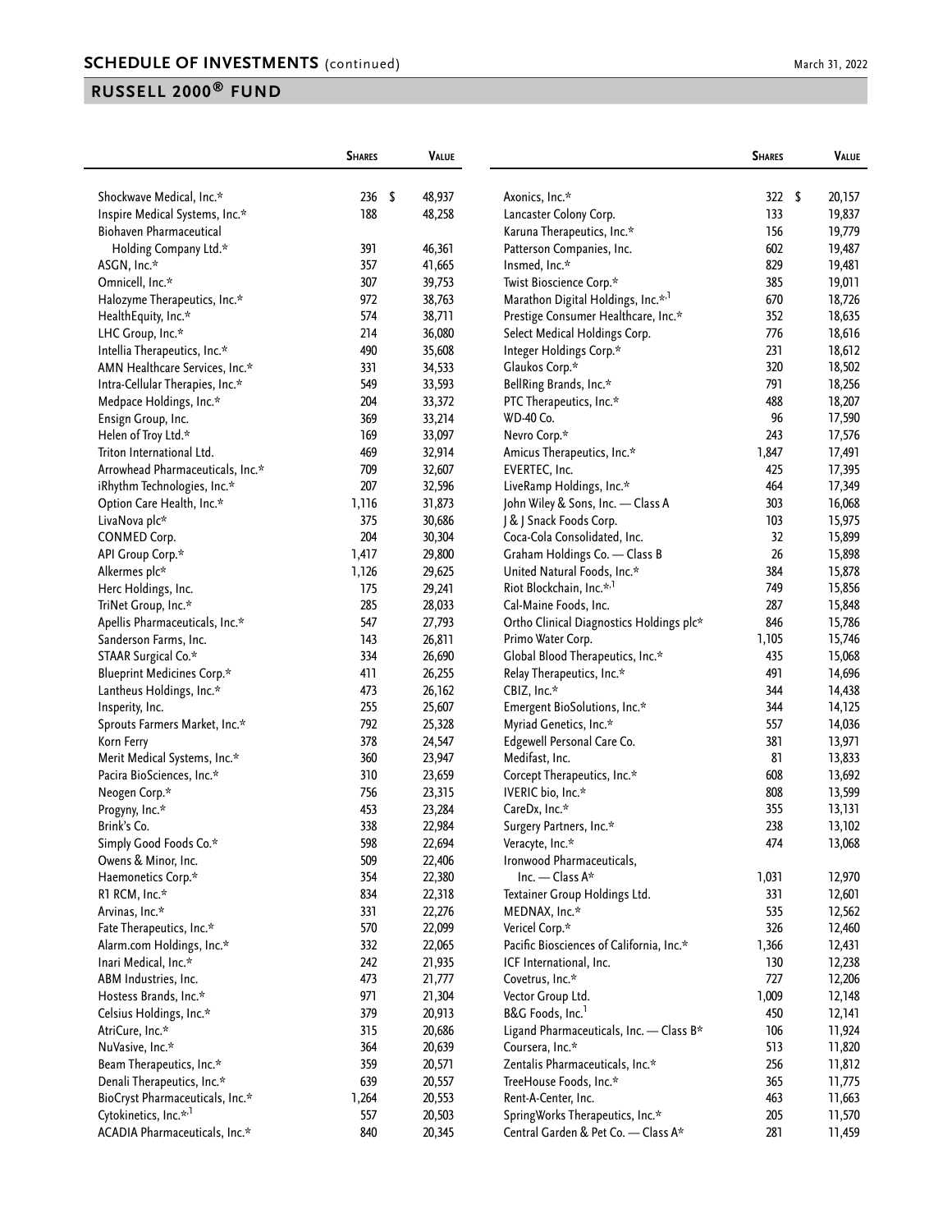## SCHEDULE OF INVESTMENTS (continued)

March 31, 2022

## RUSSELL 2000® FUND

| | Shares | Value |
|---|---|---|
| Shockwave Medical, Inc.* | 236 | $ 48,937 |
| Inspire Medical Systems, Inc.* | 188 | 48,258 |
| Biohaven Pharmaceutical Holding Company Ltd.* | 391 | 46,361 |
| ASGN, Inc.* | 357 | 41,665 |
| Omnicell, Inc.* | 307 | 39,753 |
| Halozyme Therapeutics, Inc.* | 972 | 38,763 |
| HealthEquity, Inc.* | 574 | 38,711 |
| LHC Group, Inc.* | 214 | 36,080 |
| Intellia Therapeutics, Inc.* | 490 | 35,608 |
| AMN Healthcare Services, Inc.* | 331 | 34,533 |
| Intra-Cellular Therapies, Inc.* | 549 | 33,593 |
| Medpace Holdings, Inc.* | 204 | 33,372 |
| Ensign Group, Inc. | 369 | 33,214 |
| Helen of Troy Ltd.* | 169 | 33,097 |
| Triton International Ltd. | 469 | 32,914 |
| Arrowhead Pharmaceuticals, Inc.* | 709 | 32,607 |
| iRhythm Technologies, Inc.* | 207 | 32,596 |
| Option Care Health, Inc.* | 1,116 | 31,873 |
| LivaNova plc* | 375 | 30,686 |
| CONMED Corp. | 204 | 30,304 |
| API Group Corp.* | 1,417 | 29,800 |
| Alkermes plc* | 1,126 | 29,625 |
| Herc Holdings, Inc. | 175 | 29,241 |
| TriNet Group, Inc.* | 285 | 28,033 |
| Apellis Pharmaceuticals, Inc.* | 547 | 27,793 |
| Sanderson Farms, Inc. | 143 | 26,811 |
| STAAR Surgical Co.* | 334 | 26,690 |
| Blueprint Medicines Corp.* | 411 | 26,255 |
| Lantheus Holdings, Inc.* | 473 | 26,162 |
| Insperity, Inc. | 255 | 25,607 |
| Sprouts Farmers Market, Inc.* | 792 | 25,328 |
| Korn Ferry | 378 | 24,547 |
| Merit Medical Systems, Inc.* | 360 | 23,947 |
| Pacira BioSciences, Inc.* | 310 | 23,659 |
| Neogen Corp.* | 756 | 23,315 |
| Progyny, Inc.* | 453 | 23,284 |
| Brink's Co. | 338 | 22,984 |
| Simply Good Foods Co.* | 598 | 22,694 |
| Owens & Minor, Inc. | 509 | 22,406 |
| Haemonetics Corp.* | 354 | 22,380 |
| R1 RCM, Inc.* | 834 | 22,318 |
| Arvinas, Inc.* | 331 | 22,276 |
| Fate Therapeutics, Inc.* | 570 | 22,099 |
| Alarm.com Holdings, Inc.* | 332 | 22,065 |
| Inari Medical, Inc.* | 242 | 21,935 |
| ABM Industries, Inc. | 473 | 21,777 |
| Hostess Brands, Inc.* | 971 | 21,304 |
| Celsius Holdings, Inc.* | 379 | 20,913 |
| AtriCure, Inc.* | 315 | 20,686 |
| NuVasive, Inc.* | 364 | 20,639 |
| Beam Therapeutics, Inc.* | 359 | 20,571 |
| Denali Therapeutics, Inc.* | 639 | 20,557 |
| BioCryst Pharmaceuticals, Inc.* | 1,264 | 20,553 |
| Cytokinetics, Inc.*,[1] | 557 | 20,503 |
| ACADIA Pharmaceuticals, Inc.* | 840 | 20,345 |
| Axonics, Inc.* | 322 | $ 20,157 |
| Lancaster Colony Corp. | 133 | 19,837 |
| Karuna Therapeutics, Inc.* | 156 | 19,779 |
| Patterson Companies, Inc. | 602 | 19,487 |
| Insmed, Inc.* | 829 | 19,481 |
| Twist Bioscience Corp.* | 385 | 19,011 |
| Marathon Digital Holdings, Inc.*,[1] | 670 | 18,726 |
| Prestige Consumer Healthcare, Inc.* | 352 | 18,635 |
| Select Medical Holdings Corp. | 776 | 18,616 |
| Integer Holdings Corp.* | 231 | 18,612 |
| Glaukos Corp.* | 320 | 18,502 |
| BellRing Brands, Inc.* | 791 | 18,256 |
| PTC Therapeutics, Inc.* | 488 | 18,207 |
| WD-40 Co. | 96 | 17,590 |
| Nevro Corp.* | 243 | 17,576 |
| Amicus Therapeutics, Inc.* | 1,847 | 17,491 |
| EVERTEC, Inc. | 425 | 17,395 |
| LiveRamp Holdings, Inc.* | 464 | 17,349 |
| John Wiley & Sons, Inc. — Class A | 303 | 16,068 |
| J & J Snack Foods Corp. | 103 | 15,975 |
| Coca-Cola Consolidated, Inc. | 32 | 15,899 |
| Graham Holdings Co. — Class B | 26 | 15,898 |
| United Natural Foods, Inc.* | 384 | 15,878 |
| Riot Blockchain, Inc.*,[1] | 749 | 15,856 |
| Cal-Maine Foods, Inc. | 287 | 15,848 |
| Ortho Clinical Diagnostics Holdings plc* | 846 | 15,786 |
| Primo Water Corp. | 1,105 | 15,746 |
| Global Blood Therapeutics, Inc.* | 435 | 15,068 |
| Relay Therapeutics, Inc.* | 491 | 14,696 |
| CBIZ, Inc.* | 344 | 14,438 |
| Emergent BioSolutions, Inc.* | 344 | 14,125 |
| Myriad Genetics, Inc.* | 557 | 14,036 |
| Edgewell Personal Care Co. | 381 | 13,971 |
| Medifast, Inc. | 81 | 13,833 |
| Corcept Therapeutics, Inc.* | 608 | 13,692 |
| IVERIC bio, Inc.* | 808 | 13,599 |
| CareDx, Inc.* | 355 | 13,131 |
| Surgery Partners, Inc.* | 238 | 13,102 |
| Veracyte, Inc.* | 474 | 13,068 |
| Ironwood Pharmaceuticals, Inc. — Class A* | 1,031 | 12,970 |
| Textainer Group Holdings Ltd. | 331 | 12,601 |
| MEDNAX, Inc.* | 535 | 12,562 |
| Vericel Corp.* | 326 | 12,460 |
| Pacific Biosciences of California, Inc.* | 1,366 | 12,431 |
| ICF International, Inc. | 130 | 12,238 |
| Covetrus, Inc.* | 727 | 12,206 |
| Vector Group Ltd. | 1,009 | 12,148 |
| B&G Foods, Inc.[1] | 450 | 12,141 |
| Ligand Pharmaceuticals, Inc. — Class B* | 106 | 11,924 |
| Coursera, Inc.* | 513 | 11,820 |
| Zentalis Pharmaceuticals, Inc.* | 256 | 11,812 |
| TreeHouse Foods, Inc.* | 365 | 11,775 |
| Rent-A-Center, Inc. | 463 | 11,663 |
| SpringWorks Therapeutics, Inc.* | 205 | 11,570 |
| Central Garden & Pet Co. — Class A* | 281 | 11,459 |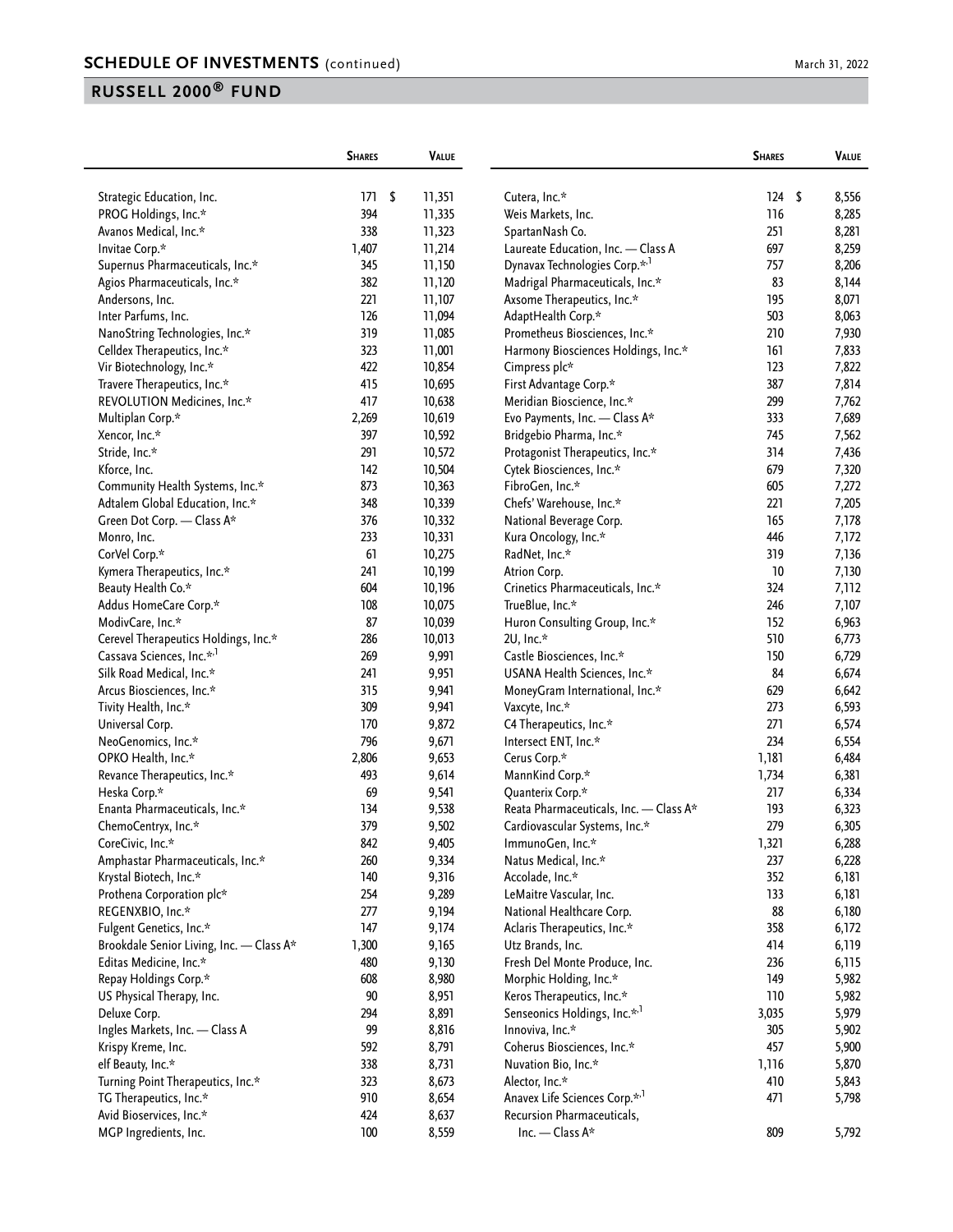## SCHEDULE OF INVESTMENTS (continued)

March 31, 2022

## RUSSELL 2000® FUND

| | Shares | Value |
|---|---|---|
| Strategic Education, Inc. | 171 | $ 11,351 |
| PROG Holdings, Inc.* | 394 | 11,335 |
| Avanos Medical, Inc.* | 338 | 11,323 |
| Invitae Corp.* | 1,407 | 11,214 |
| Supernus Pharmaceuticals, Inc.* | 345 | 11,150 |
| Agios Pharmaceuticals, Inc.* | 382 | 11,120 |
| Andersons, Inc. | 221 | 11,107 |
| Inter Parfums, Inc. | 126 | 11,094 |
| NanoString Technologies, Inc.* | 319 | 11,085 |
| Celldex Therapeutics, Inc.* | 323 | 11,001 |
| Vir Biotechnology, Inc.* | 422 | 10,854 |
| Travere Therapeutics, Inc.* | 415 | 10,695 |
| REVOLUTION Medicines, Inc.* | 417 | 10,638 |
| Multiplan Corp.* | 2,269 | 10,619 |
| Xencor, Inc.* | 397 | 10,592 |
| Stride, Inc.* | 291 | 10,572 |
| Kforce, Inc. | 142 | 10,504 |
| Community Health Systems, Inc.* | 873 | 10,363 |
| Adtalem Global Education, Inc.* | 348 | 10,339 |
| Green Dot Corp. — Class A* | 376 | 10,332 |
| Monro, Inc. | 233 | 10,331 |
| CorVel Corp.* | 61 | 10,275 |
| Kymera Therapeutics, Inc.* | 241 | 10,199 |
| Beauty Health Co.* | 604 | 10,196 |
| Addus HomeCare Corp.* | 108 | 10,075 |
| ModivCare, Inc.* | 87 | 10,039 |
| Cerevel Therapeutics Holdings, Inc.* | 286 | 10,013 |
| Cassava Sciences, Inc.*,[1] | 269 | 9,991 |
| Silk Road Medical, Inc.* | 241 | 9,951 |
| Arcus Biosciences, Inc.* | 315 | 9,941 |
| Tivity Health, Inc.* | 309 | 9,941 |
| Universal Corp. | 170 | 9,872 |
| NeoGenomics, Inc.* | 796 | 9,671 |
| OPKO Health, Inc.* | 2,806 | 9,653 |
| Revance Therapeutics, Inc.* | 493 | 9,614 |
| Heska Corp.* | 69 | 9,541 |
| Enanta Pharmaceuticals, Inc.* | 134 | 9,538 |
| ChemoCentryx, Inc.* | 379 | 9,502 |
| CoreCivic, Inc.* | 842 | 9,405 |
| Amphastar Pharmaceuticals, Inc.* | 260 | 9,334 |
| Krystal Biotech, Inc.* | 140 | 9,316 |
| Prothena Corporation plc* | 254 | 9,289 |
| REGENXBIO, Inc.* | 277 | 9,194 |
| Fulgent Genetics, Inc.* | 147 | 9,174 |
| Brookdale Senior Living, Inc. — Class A* | 1,300 | 9,165 |
| Editas Medicine, Inc.* | 480 | 9,130 |
| Repay Holdings Corp.* | 608 | 8,980 |
| US Physical Therapy, Inc. | 90 | 8,951 |
| Deluxe Corp. | 294 | 8,891 |
| Ingles Markets, Inc. — Class A | 99 | 8,816 |
| Krispy Kreme, Inc. | 592 | 8,791 |
| elf Beauty, Inc.* | 338 | 8,731 |
| Turning Point Therapeutics, Inc.* | 323 | 8,673 |
| TG Therapeutics, Inc.* | 910 | 8,654 |
| Avid Bioservices, Inc.* | 424 | 8,637 |
| MGP Ingredients, Inc. | 100 | 8,559 |
| Cutera, Inc.* | 124 | $ 8,556 |
| Weis Markets, Inc. | 116 | 8,285 |
| SpartanNash Co. | 251 | 8,281 |
| Laureate Education, Inc. — Class A | 697 | 8,259 |
| Dynavax Technologies Corp.*,[1] | 757 | 8,206 |
| Madrigal Pharmaceuticals, Inc.* | 83 | 8,144 |
| Axsome Therapeutics, Inc.* | 195 | 8,071 |
| AdaptHealth Corp.* | 503 | 8,063 |
| Prometheus Biosciences, Inc.* | 210 | 7,930 |
| Harmony Biosciences Holdings, Inc.* | 161 | 7,833 |
| Cimpress plc* | 123 | 7,822 |
| First Advantage Corp.* | 387 | 7,814 |
| Meridian Bioscience, Inc.* | 299 | 7,762 |
| Evo Payments, Inc. — Class A* | 333 | 7,689 |
| Bridgebio Pharma, Inc.* | 745 | 7,562 |
| Protagonist Therapeutics, Inc.* | 314 | 7,436 |
| Cytek Biosciences, Inc.* | 679 | 7,320 |
| FibroGen, Inc.* | 605 | 7,272 |
| Chefs' Warehouse, Inc.* | 221 | 7,205 |
| National Beverage Corp. | 165 | 7,178 |
| Kura Oncology, Inc.* | 446 | 7,172 |
| RadNet, Inc.* | 319 | 7,136 |
| Atrion Corp. | 10 | 7,130 |
| Crinetics Pharmaceuticals, Inc.* | 324 | 7,112 |
| TrueBlue, Inc.* | 246 | 7,107 |
| Huron Consulting Group, Inc.* | 152 | 6,963 |
| 2U, Inc.* | 510 | 6,773 |
| Castle Biosciences, Inc.* | 150 | 6,729 |
| USANA Health Sciences, Inc.* | 84 | 6,674 |
| MoneyGram International, Inc.* | 629 | 6,642 |
| Vaxcyte, Inc.* | 273 | 6,593 |
| C4 Therapeutics, Inc.* | 271 | 6,574 |
| Intersect ENT, Inc.* | 234 | 6,554 |
| Cerus Corp.* | 1,181 | 6,484 |
| MannKind Corp.* | 1,734 | 6,381 |
| Quanterix Corp.* | 217 | 6,334 |
| Reata Pharmaceuticals, Inc. — Class A* | 193 | 6,323 |
| Cardiovascular Systems, Inc.* | 279 | 6,305 |
| ImmunoGen, Inc.* | 1,321 | 6,288 |
| Natus Medical, Inc.* | 237 | 6,228 |
| Accolade, Inc.* | 352 | 6,181 |
| LeMaitre Vascular, Inc. | 133 | 6,181 |
| National Healthcare Corp. | 88 | 6,180 |
| Aclaris Therapeutics, Inc.* | 358 | 6,172 |
| Utz Brands, Inc. | 414 | 6,119 |
| Fresh Del Monte Produce, Inc. | 236 | 6,115 |
| Morphic Holding, Inc.* | 149 | 5,982 |
| Keros Therapeutics, Inc.* | 110 | 5,982 |
| Senseonics Holdings, Inc.*,[1] | 3,035 | 5,979 |
| Innoviva, Inc.* | 305 | 5,902 |
| Coherus Biosciences, Inc.* | 457 | 5,900 |
| Nuvation Bio, Inc.* | 1,116 | 5,870 |
| Alector, Inc.* | 410 | 5,843 |
| Anavex Life Sciences Corp.*,[1] | 471 | 5,798 |
| Recursion Pharmaceuticals, Inc. — Class A* | 809 | 5,792 |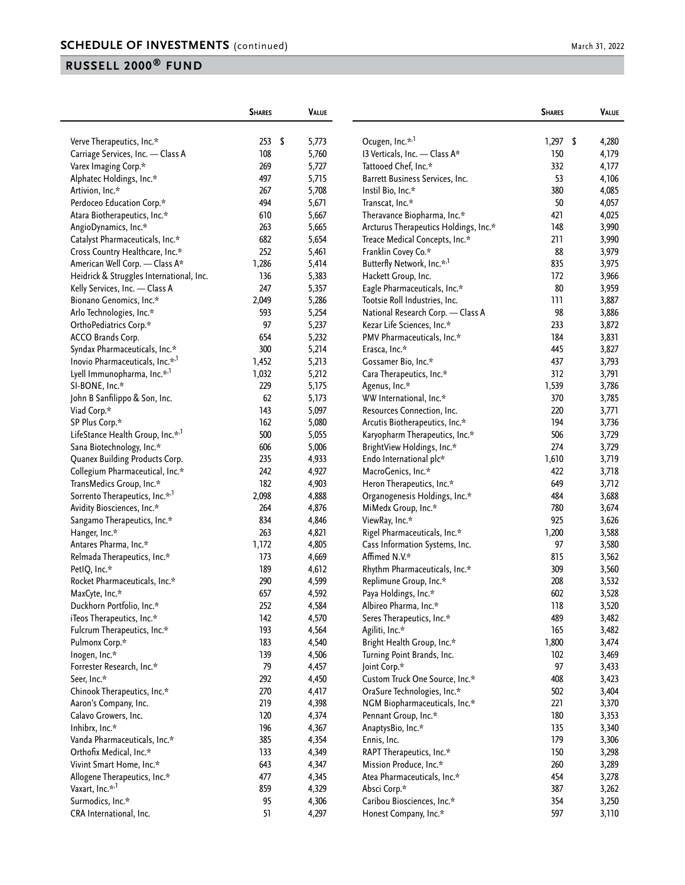## SCHEDULE OF INVESTMENTS (continued)

March 31, 2022

## RUSSELL 2000® FUND

| | Shares | Value |
|---|---|---|
| Verve Therapeutics, Inc.* | 253 | $ 5,773 |
| Carriage Services, Inc. — Class A | 108 | 5,760 |
| Varex Imaging Corp.* | 269 | 5,727 |
| Alphatec Holdings, Inc.* | 497 | 5,715 |
| Artivion, Inc.* | 267 | 5,708 |
| Perdoceo Education Corp.* | 494 | 5,671 |
| Atara Biotherapeutics, Inc.* | 610 | 5,667 |
| AngioDynamics, Inc.* | 263 | 5,665 |
| Catalyst Pharmaceuticals, Inc.* | 682 | 5,654 |
| Cross Country Healthcare, Inc.* | 252 | 5,461 |
| American Well Corp. — Class A* | 1,286 | 5,414 |
| Heidrick & Struggles International, Inc. | 136 | 5,383 |
| Kelly Services, Inc. — Class A | 247 | 5,357 |
| Bionano Genomics, Inc.* | 2,049 | 5,286 |
| Arlo Technologies, Inc.* | 593 | 5,254 |
| OrthoPediatrics Corp.* | 97 | 5,237 |
| ACCO Brands Corp. | 654 | 5,232 |
| Syndax Pharmaceuticals, Inc.* | 300 | 5,214 |
| Inovio Pharmaceuticals, Inc.*,1 | 1,452 | 5,213 |
| Lyell Immunopharma, Inc.*,1 | 1,032 | 5,212 |
| SI-BONE, Inc.* | 229 | 5,175 |
| John B Sanfilippo & Son, Inc. | 62 | 5,173 |
| Viad Corp.* | 143 | 5,097 |
| SP Plus Corp.* | 162 | 5,080 |
| LifeStance Health Group, Inc.*,1 | 500 | 5,055 |
| Sana Biotechnology, Inc.* | 606 | 5,006 |
| Quanex Building Products Corp. | 235 | 4,933 |
| Collegium Pharmaceutical, Inc.* | 242 | 4,927 |
| TransMedics Group, Inc.* | 182 | 4,903 |
| Sorrento Therapeutics, Inc.*,1 | 2,098 | 4,888 |
| Avidity Biosciences, Inc.* | 264 | 4,876 |
| Sangamo Therapeutics, Inc.* | 834 | 4,846 |
| Hanger, Inc.* | 263 | 4,821 |
| Antares Pharma, Inc.* | 1,172 | 4,805 |
| Relmada Therapeutics, Inc.* | 173 | 4,669 |
| PetIQ, Inc.* | 189 | 4,612 |
| Rocket Pharmaceuticals, Inc.* | 290 | 4,599 |
| MaxCyte, Inc.* | 657 | 4,592 |
| Duckhorn Portfolio, Inc.* | 252 | 4,584 |
| iTeos Therapeutics, Inc.* | 142 | 4,570 |
| Fulcrum Therapeutics, Inc.* | 193 | 4,564 |
| Pulmonx Corp.* | 183 | 4,540 |
| Inogen, Inc.* | 139 | 4,506 |
| Forrester Research, Inc.* | 79 | 4,457 |
| Seer, Inc.* | 292 | 4,450 |
| Chinook Therapeutics, Inc.* | 270 | 4,417 |
| Aaron's Company, Inc. | 219 | 4,398 |
| Calavo Growers, Inc. | 120 | 4,374 |
| Inhibrx, Inc.* | 196 | 4,367 |
| Vanda Pharmaceuticals, Inc.* | 385 | 4,354 |
| Orthofix Medical, Inc.* | 133 | 4,349 |
| Vivint Smart Home, Inc.* | 643 | 4,347 |
| Allogene Therapeutics, Inc.* | 477 | 4,345 |
| Vaxart, Inc.*,1 | 859 | 4,329 |
| Surmodics, Inc.* | 95 | 4,306 |
| CRA International, Inc. | 51 | 4,297 |
| Ocugen, Inc.*,1 | 1,297 | $ 4,280 |
| I3 Verticals, Inc. — Class A* | 150 | 4,179 |
| Tattooed Chef, Inc.* | 332 | 4,177 |
| Barrett Business Services, Inc. | 53 | 4,106 |
| Instil Bio, Inc.* | 380 | 4,085 |
| Transcat, Inc.* | 50 | 4,057 |
| Theravance Biopharma, Inc.* | 421 | 4,025 |
| Arcturus Therapeutics Holdings, Inc.* | 148 | 3,990 |
| Treace Medical Concepts, Inc.* | 211 | 3,990 |
| Franklin Covey Co.* | 88 | 3,979 |
| Butterfly Network, Inc.*,1 | 835 | 3,975 |
| Hackett Group, Inc. | 172 | 3,966 |
| Eagle Pharmaceuticals, Inc.* | 80 | 3,959 |
| Tootsie Roll Industries, Inc. | 111 | 3,887 |
| National Research Corp. — Class A | 98 | 3,886 |
| Kezar Life Sciences, Inc.* | 233 | 3,872 |
| PMV Pharmaceuticals, Inc.* | 184 | 3,831 |
| Erasca, Inc.* | 445 | 3,827 |
| Gossamer Bio, Inc.* | 437 | 3,793 |
| Cara Therapeutics, Inc.* | 312 | 3,791 |
| Agenus, Inc.* | 1,539 | 3,786 |
| WW International, Inc.* | 370 | 3,785 |
| Resources Connection, Inc. | 220 | 3,771 |
| Arcutis Biotherapeutics, Inc.* | 194 | 3,736 |
| Karyopharm Therapeutics, Inc.* | 506 | 3,729 |
| BrightView Holdings, Inc.* | 274 | 3,729 |
| Endo International plc* | 1,610 | 3,719 |
| MacroGenics, Inc.* | 422 | 3,718 |
| Heron Therapeutics, Inc.* | 649 | 3,712 |
| Organogenesis Holdings, Inc.* | 484 | 3,688 |
| MiMedx Group, Inc.* | 780 | 3,674 |
| ViewRay, Inc.* | 925 | 3,626 |
| Rigel Pharmaceuticals, Inc.* | 1,200 | 3,588 |
| Cass Information Systems, Inc. | 97 | 3,580 |
| Affimed N.V.* | 815 | 3,562 |
| Rhythm Pharmaceuticals, Inc.* | 309 | 3,560 |
| Replimune Group, Inc.* | 208 | 3,532 |
| Paya Holdings, Inc.* | 602 | 3,528 |
| Albireo Pharma, Inc.* | 118 | 3,520 |
| Seres Therapeutics, Inc.* | 489 | 3,482 |
| Agiliti, Inc.* | 165 | 3,482 |
| Bright Health Group, Inc.* | 1,800 | 3,474 |
| Turning Point Brands, Inc. | 102 | 3,469 |
| Joint Corp.* | 97 | 3,433 |
| Custom Truck One Source, Inc.* | 408 | 3,423 |
| OraSure Technologies, Inc.* | 502 | 3,404 |
| NGM Biopharmaceuticals, Inc.* | 221 | 3,370 |
| Pennant Group, Inc.* | 180 | 3,353 |
| AnaptysBio, Inc.* | 135 | 3,340 |
| Ennis, Inc. | 179 | 3,306 |
| RAPT Therapeutics, Inc.* | 150 | 3,298 |
| Mission Produce, Inc.* | 260 | 3,289 |
| Atea Pharmaceuticals, Inc.* | 454 | 3,278 |
| Absci Corp.* | 387 | 3,262 |
| Caribou Biosciences, Inc.* | 354 | 3,250 |
| Honest Company, Inc.* | 597 | 3,110 |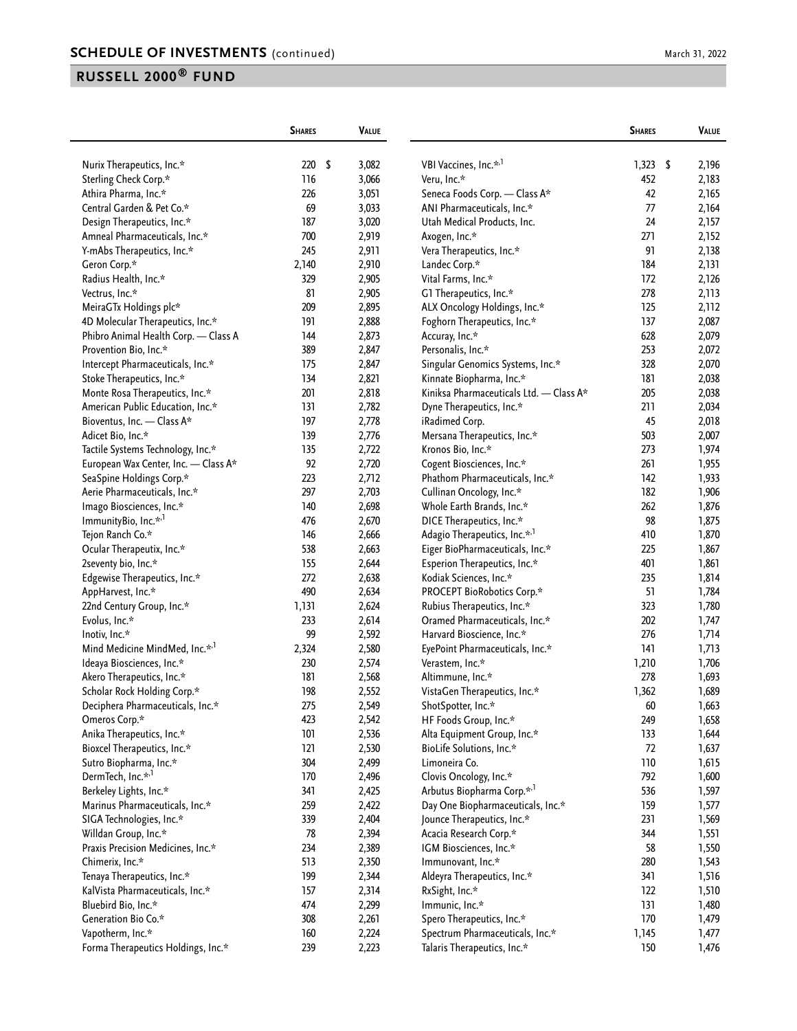## SCHEDULE OF INVESTMENTS (continued)

## RUSSELL 2000® FUND

| | Shares | Value |
|---|---|---|
| Nurix Therapeutics, Inc.* | 220 | $ 3,082 |
| Sterling Check Corp.* | 116 | 3,066 |
| Athira Pharma, Inc.* | 226 | 3,051 |
| Central Garden & Pet Co.* | 69 | 3,033 |
| Design Therapeutics, Inc.* | 187 | 3,020 |
| Amneal Pharmaceuticals, Inc.* | 700 | 2,919 |
| Y-mAbs Therapeutics, Inc.* | 245 | 2,911 |
| Geron Corp.* | 2,140 | 2,910 |
| Radius Health, Inc.* | 329 | 2,905 |
| Vectrus, Inc.* | 81 | 2,905 |
| MeiraGTx Holdings plc* | 209 | 2,895 |
| 4D Molecular Therapeutics, Inc.* | 191 | 2,888 |
| Phibro Animal Health Corp. — Class A | 144 | 2,873 |
| Provention Bio, Inc.* | 389 | 2,847 |
| Intercept Pharmaceuticals, Inc.* | 175 | 2,847 |
| Stoke Therapeutics, Inc.* | 134 | 2,821 |
| Monte Rosa Therapeutics, Inc.* | 201 | 2,818 |
| American Public Education, Inc.* | 131 | 2,782 |
| Bioventus, Inc. — Class A* | 197 | 2,778 |
| Adicet Bio, Inc.* | 139 | 2,776 |
| Tactile Systems Technology, Inc.* | 135 | 2,722 |
| European Wax Center, Inc. — Class A* | 92 | 2,720 |
| SeaSpine Holdings Corp.* | 223 | 2,712 |
| Aerie Pharmaceuticals, Inc.* | 297 | 2,703 |
| Imago Biosciences, Inc.* | 140 | 2,698 |
| ImmunityBio, Inc.*,[1] | 476 | 2,670 |
| Tejon Ranch Co.* | 146 | 2,666 |
| Ocular Therapeutix, Inc.* | 538 | 2,663 |
| 2seventy bio, Inc.* | 155 | 2,644 |
| Edgewise Therapeutics, Inc.* | 272 | 2,638 |
| AppHarvest, Inc.* | 490 | 2,634 |
| 22nd Century Group, Inc.* | 1,131 | 2,624 |
| Evolus, Inc.* | 233 | 2,614 |
| Inotiv, Inc.* | 99 | 2,592 |
| Mind Medicine MindMed, Inc.*,[1] | 2,324 | 2,580 |
| Ideaya Biosciences, Inc.* | 230 | 2,574 |
| Akero Therapeutics, Inc.* | 181 | 2,568 |
| Scholar Rock Holding Corp.* | 198 | 2,552 |
| Deciphera Pharmaceuticals, Inc.* | 275 | 2,549 |
| Omeros Corp.* | 423 | 2,542 |
| Anika Therapeutics, Inc.* | 101 | 2,536 |
| Bioxcel Therapeutics, Inc.* | 121 | 2,530 |
| Sutro Biopharma, Inc.* | 304 | 2,499 |
| DermTech, Inc.*,[1] | 170 | 2,496 |
| Berkeley Lights, Inc.* | 341 | 2,425 |
| Marinus Pharmaceuticals, Inc.* | 259 | 2,422 |
| SIGA Technologies, Inc.* | 339 | 2,404 |
| Willdan Group, Inc.* | 78 | 2,394 |
| Praxis Precision Medicines, Inc.* | 234 | 2,389 |
| Chimerix, Inc.* | 513 | 2,350 |
| Tenaya Therapeutics, Inc.* | 199 | 2,344 |
| KalVista Pharmaceuticals, Inc.* | 157 | 2,314 |
| Bluebird Bio, Inc.* | 474 | 2,299 |
| Generation Bio Co.* | 308 | 2,261 |
| Vapotherm, Inc.* | 160 | 2,224 |
| Forma Therapeutics Holdings, Inc.* | 239 | 2,223 |
| VBI Vaccines, Inc.*,[1] | 1,323 | $ 2,196 |
| Veru, Inc.* | 452 | 2,183 |
| Seneca Foods Corp. — Class A* | 42 | 2,165 |
| ANI Pharmaceuticals, Inc.* | 77 | 2,164 |
| Utah Medical Products, Inc. | 24 | 2,157 |
| Axogen, Inc.* | 271 | 2,152 |
| Vera Therapeutics, Inc.* | 91 | 2,138 |
| Landec Corp.* | 184 | 2,131 |
| Vital Farms, Inc.* | 172 | 2,126 |
| G1 Therapeutics, Inc.* | 278 | 2,113 |
| ALX Oncology Holdings, Inc.* | 125 | 2,112 |
| Foghorn Therapeutics, Inc.* | 137 | 2,087 |
| Accuray, Inc.* | 628 | 2,079 |
| Personalis, Inc.* | 253 | 2,072 |
| Singular Genomics Systems, Inc.* | 328 | 2,070 |
| Kinnate Biopharma, Inc.* | 181 | 2,038 |
| Kiniksa Pharmaceuticals Ltd. — Class A* | 205 | 2,038 |
| Dyne Therapeutics, Inc.* | 211 | 2,034 |
| iRadimed Corp. | 45 | 2,018 |
| Mersana Therapeutics, Inc.* | 503 | 2,007 |
| Kronos Bio, Inc.* | 273 | 1,974 |
| Cogent Biosciences, Inc.* | 261 | 1,955 |
| Phathom Pharmaceuticals, Inc.* | 142 | 1,933 |
| Cullinan Oncology, Inc.* | 182 | 1,906 |
| Whole Earth Brands, Inc.* | 262 | 1,876 |
| DICE Therapeutics, Inc.* | 98 | 1,875 |
| Adagio Therapeutics, Inc.*,[1] | 410 | 1,870 |
| Eiger BioPharmaceuticals, Inc.* | 225 | 1,867 |
| Esperion Therapeutics, Inc.* | 401 | 1,861 |
| Kodiak Sciences, Inc.* | 235 | 1,814 |
| PROCEPT BioRobotics Corp.* | 51 | 1,784 |
| Rubius Therapeutics, Inc.* | 323 | 1,780 |
| Oramed Pharmaceuticals, Inc.* | 202 | 1,747 |
| Harvard Bioscience, Inc.* | 276 | 1,714 |
| EyePoint Pharmaceuticals, Inc.* | 141 | 1,713 |
| Verastem, Inc.* | 1,210 | 1,706 |
| Altimmune, Inc.* | 278 | 1,693 |
| VistaGen Therapeutics, Inc.* | 1,362 | 1,689 |
| ShotSpotter, Inc.* | 60 | 1,663 |
| HF Foods Group, Inc.* | 249 | 1,658 |
| Alta Equipment Group, Inc.* | 133 | 1,644 |
| BioLife Solutions, Inc.* | 72 | 1,637 |
| Limoneira Co. | 110 | 1,615 |
| Clovis Oncology, Inc.* | 792 | 1,600 |
| Arbutus Biopharma Corp.*,[1] | 536 | 1,597 |
| Day One Biopharmaceuticals, Inc.* | 159 | 1,577 |
| Jounce Therapeutics, Inc.* | 231 | 1,569 |
| Acacia Research Corp.* | 344 | 1,551 |
| IGM Biosciences, Inc.* | 58 | 1,550 |
| Immunovant, Inc.* | 280 | 1,543 |
| Aldeyra Therapeutics, Inc.* | 341 | 1,516 |
| RxSight, Inc.* | 122 | 1,510 |
| Immunic, Inc.* | 131 | 1,480 |
| Spero Therapeutics, Inc.* | 170 | 1,479 |
| Spectrum Pharmaceuticals, Inc.* | 1,145 | 1,477 |
| Talaris Therapeutics, Inc.* | 150 | 1,476 |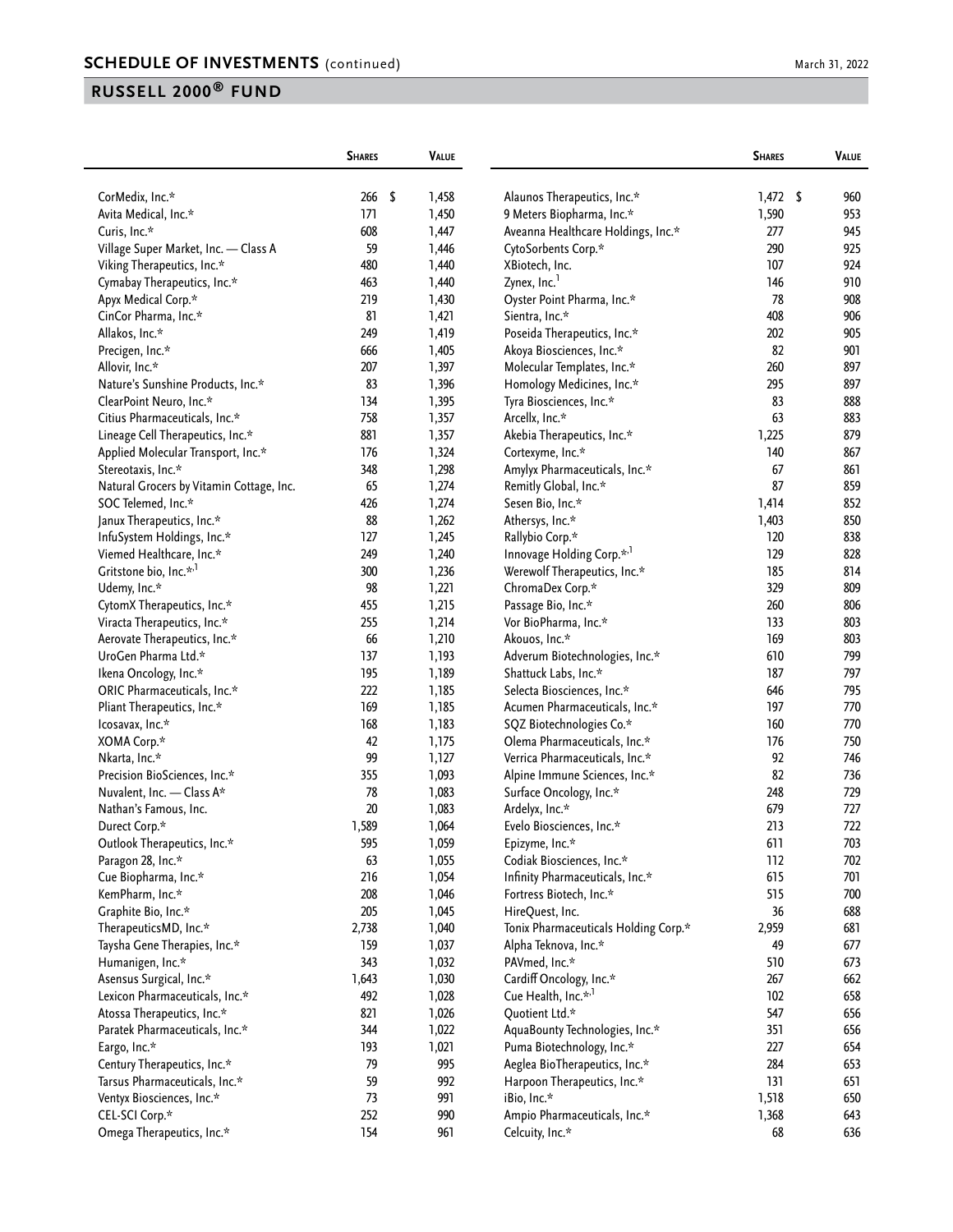## SCHEDULE OF INVESTMENTS (continued)

March 31, 2022

## RUSSELL 2000® FUND

| | Shares | Value |
|---|---|---|
| CorMedix, Inc.* | 266 | $ 1,458 |
| Avita Medical, Inc.* | 171 | 1,450 |
| Curis, Inc.* | 608 | 1,447 |
| Village Super Market, Inc. — Class A | 59 | 1,446 |
| Viking Therapeutics, Inc.* | 480 | 1,440 |
| Cymabay Therapeutics, Inc.* | 463 | 1,440 |
| Apyx Medical Corp.* | 219 | 1,430 |
| CinCor Pharma, Inc.* | 81 | 1,421 |
| Allakos, Inc.* | 249 | 1,419 |
| Precigen, Inc.* | 666 | 1,405 |
| Allovir, Inc.* | 207 | 1,397 |
| Nature's Sunshine Products, Inc.* | 83 | 1,396 |
| ClearPoint Neuro, Inc.* | 134 | 1,395 |
| Citius Pharmaceuticals, Inc.* | 758 | 1,357 |
| Lineage Cell Therapeutics, Inc.* | 881 | 1,357 |
| Applied Molecular Transport, Inc.* | 176 | 1,324 |
| Stereotaxis, Inc.* | 348 | 1,298 |
| Natural Grocers by Vitamin Cottage, Inc. | 65 | 1,274 |
| SOC Telemed, Inc.* | 426 | 1,274 |
| Janux Therapeutics, Inc.* | 88 | 1,262 |
| InfuSystem Holdings, Inc.* | 127 | 1,245 |
| Viemed Healthcare, Inc.* | 249 | 1,240 |
| Gritstone bio, Inc.*,[1] | 300 | 1,236 |
| Udemy, Inc.* | 98 | 1,221 |
| CytomX Therapeutics, Inc.* | 455 | 1,215 |
| Viracta Therapeutics, Inc.* | 255 | 1,214 |
| Aerovate Therapeutics, Inc.* | 66 | 1,210 |
| UroGen Pharma Ltd.* | 137 | 1,193 |
| Ikena Oncology, Inc.* | 195 | 1,189 |
| ORIC Pharmaceuticals, Inc.* | 222 | 1,185 |
| Pliant Therapeutics, Inc.* | 169 | 1,185 |
| Icosavax, Inc.* | 168 | 1,183 |
| XOMA Corp.* | 42 | 1,175 |
| Nkarta, Inc.* | 99 | 1,127 |
| Precision BioSciences, Inc.* | 355 | 1,093 |
| Nuvalent, Inc. — Class A* | 78 | 1,083 |
| Nathan's Famous, Inc. | 20 | 1,083 |
| Durect Corp.* | 1,589 | 1,064 |
| Outlook Therapeutics, Inc.* | 595 | 1,059 |
| Paragon 28, Inc.* | 63 | 1,055 |
| Cue Biopharma, Inc.* | 216 | 1,054 |
| KemPharm, Inc.* | 208 | 1,046 |
| Graphite Bio, Inc.* | 205 | 1,045 |
| TherapeuticsMD, Inc.* | 2,738 | 1,040 |
| Taysha Gene Therapies, Inc.* | 159 | 1,037 |
| Humanigen, Inc.* | 343 | 1,032 |
| Asensus Surgical, Inc.* | 1,643 | 1,030 |
| Lexicon Pharmaceuticals, Inc.* | 492 | 1,028 |
| Atossa Therapeutics, Inc.* | 821 | 1,026 |
| Paratek Pharmaceuticals, Inc.* | 344 | 1,022 |
| Eargo, Inc.* | 193 | 1,021 |
| Century Therapeutics, Inc.* | 79 | 995 |
| Tarsus Pharmaceuticals, Inc.* | 59 | 992 |
| Ventyx Biosciences, Inc.* | 73 | 991 |
| CEL-SCI Corp.* | 252 | 990 |
| Omega Therapeutics, Inc.* | 154 | 961 |
| Alaunos Therapeutics, Inc.* | 1,472 | $ 960 |
| 9 Meters Biopharma, Inc.* | 1,590 | 953 |
| Aveanna Healthcare Holdings, Inc.* | 277 | 945 |
| CytoSorbents Corp.* | 290 | 925 |
| XBiotech, Inc. | 107 | 924 |
| Zynex, Inc.[1] | 146 | 910 |
| Oyster Point Pharma, Inc.* | 78 | 908 |
| Sientra, Inc.* | 408 | 906 |
| Poseida Therapeutics, Inc.* | 202 | 905 |
| Akoya Biosciences, Inc.* | 82 | 901 |
| Molecular Templates, Inc.* | 260 | 897 |
| Homology Medicines, Inc.* | 295 | 897 |
| Tyra Biosciences, Inc.* | 83 | 888 |
| Arcellx, Inc.* | 63 | 883 |
| Akebia Therapeutics, Inc.* | 1,225 | 879 |
| Cortexyme, Inc.* | 140 | 867 |
| Amylyx Pharmaceuticals, Inc.* | 67 | 861 |
| Remitly Global, Inc.* | 87 | 859 |
| Sesen Bio, Inc.* | 1,414 | 852 |
| Athersys, Inc.* | 1,403 | 850 |
| Rallybio Corp.* | 120 | 838 |
| Innovage Holding Corp.*,[1] | 129 | 828 |
| Werewolf Therapeutics, Inc.* | 185 | 814 |
| ChromaDex Corp.* | 329 | 809 |
| Passage Bio, Inc.* | 260 | 806 |
| Vor BioPharma, Inc.* | 133 | 803 |
| Akouos, Inc.* | 169 | 803 |
| Adverum Biotechnologies, Inc.* | 610 | 799 |
| Shattuck Labs, Inc.* | 187 | 797 |
| Selecta Biosciences, Inc.* | 646 | 795 |
| Acumen Pharmaceuticals, Inc.* | 197 | 770 |
| SQZ Biotechnologies Co.* | 160 | 770 |
| Olema Pharmaceuticals, Inc.* | 176 | 750 |
| Verrica Pharmaceuticals, Inc.* | 92 | 746 |
| Alpine Immune Sciences, Inc.* | 82 | 736 |
| Surface Oncology, Inc.* | 248 | 729 |
| Ardelyx, Inc.* | 679 | 727 |
| Evelo Biosciences, Inc.* | 213 | 722 |
| Epizyme, Inc.* | 611 | 703 |
| Codiak Biosciences, Inc.* | 112 | 702 |
| Infinity Pharmaceuticals, Inc.* | 615 | 701 |
| Fortress Biotech, Inc.* | 515 | 700 |
| HireQuest, Inc. | 36 | 688 |
| Tonix Pharmaceuticals Holding Corp.* | 2,959 | 681 |
| Alpha Teknova, Inc.* | 49 | 677 |
| PAVmed, Inc.* | 510 | 673 |
| Cardiff Oncology, Inc.* | 267 | 662 |
| Cue Health, Inc.*,[1] | 102 | 658 |
| Quotient Ltd.* | 547 | 656 |
| AquaBounty Technologies, Inc.* | 351 | 656 |
| Puma Biotechnology, Inc.* | 227 | 654 |
| Aeglea BioTherapeutics, Inc.* | 284 | 653 |
| Harpoon Therapeutics, Inc.* | 131 | 651 |
| iBio, Inc.* | 1,518 | 650 |
| Ampio Pharmaceuticals, Inc.* | 1,368 | 643 |
| Celcuity, Inc.* | 68 | 636 |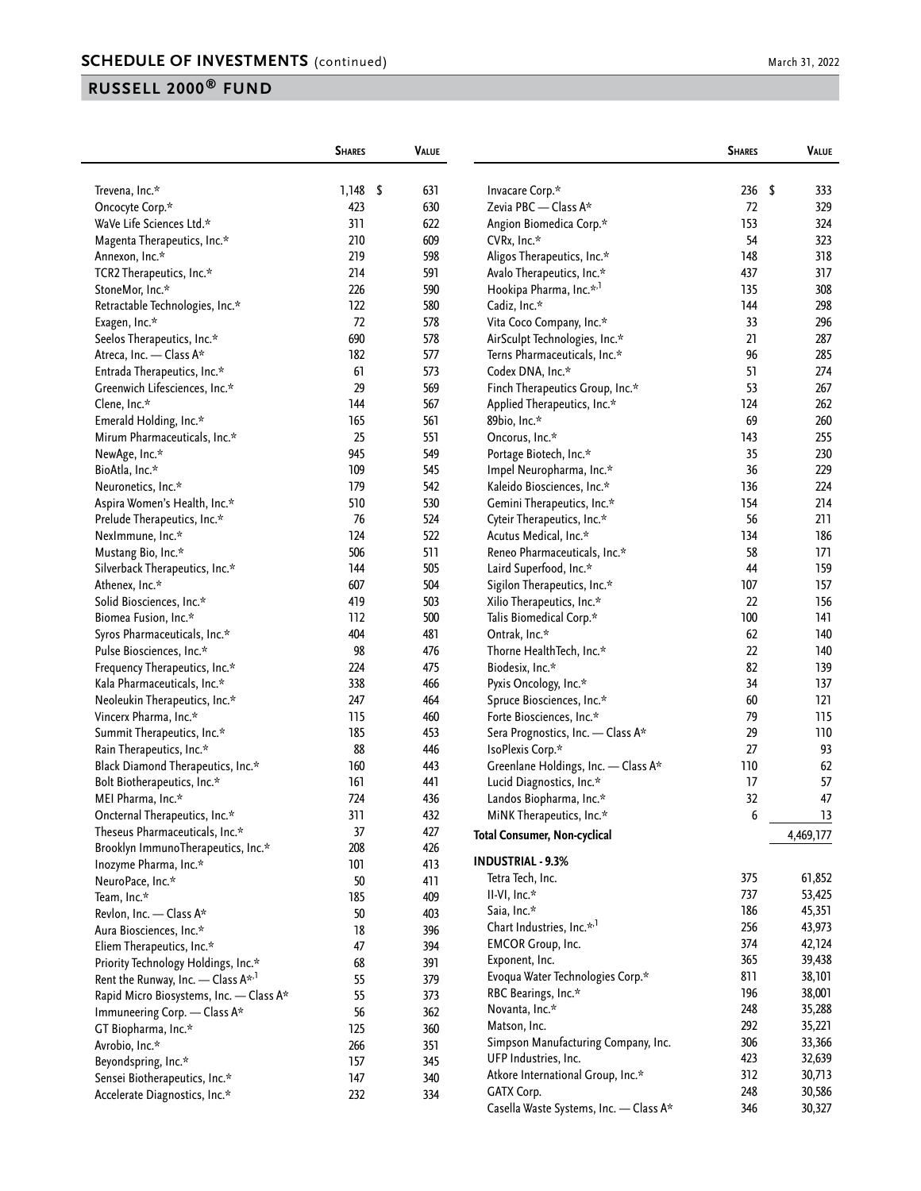## SCHEDULE OF INVESTMENTS (continued)

March 31, 2022

## RUSSELL 2000® FUND

| | Shares | Value |
|---|---|---|
| Trevena, Inc.* | 1,148 | $ 631 |
| Oncocyte Corp.* | 423 | 630 |
| WaVe Life Sciences Ltd.* | 311 | 622 |
| Magenta Therapeutics, Inc.* | 210 | 609 |
| Annexon, Inc.* | 219 | 598 |
| TCR2 Therapeutics, Inc.* | 214 | 591 |
| StoneMor, Inc.* | 226 | 590 |
| Retractable Technologies, Inc.* | 122 | 580 |
| Exagen, Inc.* | 72 | 578 |
| Seelos Therapeutics, Inc.* | 690 | 578 |
| Atreca, Inc. — Class A* | 182 | 577 |
| Entrada Therapeutics, Inc.* | 61 | 573 |
| Greenwich Lifesciences, Inc.* | 29 | 569 |
| Clene, Inc.* | 144 | 567 |
| Emerald Holding, Inc.* | 165 | 561 |
| Mirum Pharmaceuticals, Inc.* | 25 | 551 |
| NewAge, Inc.* | 945 | 549 |
| BioAtla, Inc.* | 109 | 545 |
| Neuronetics, Inc.* | 179 | 542 |
| Aspira Women's Health, Inc.* | 510 | 530 |
| Prelude Therapeutics, Inc.* | 76 | 524 |
| NexImmune, Inc.* | 124 | 522 |
| Mustang Bio, Inc.* | 506 | 511 |
| Silverback Therapeutics, Inc.* | 144 | 505 |
| Athenex, Inc.* | 607 | 504 |
| Solid Biosciences, Inc.* | 419 | 503 |
| Biomea Fusion, Inc.* | 112 | 500 |
| Syros Pharmaceuticals, Inc.* | 404 | 481 |
| Pulse Biosciences, Inc.* | 98 | 476 |
| Frequency Therapeutics, Inc.* | 224 | 475 |
| Kala Pharmaceuticals, Inc.* | 338 | 466 |
| Neoleukin Therapeutics, Inc.* | 247 | 464 |
| Vincerx Pharma, Inc.* | 115 | 460 |
| Summit Therapeutics, Inc.* | 185 | 453 |
| Rain Therapeutics, Inc.* | 88 | 446 |
| Black Diamond Therapeutics, Inc.* | 160 | 443 |
| Bolt Biotherapeutics, Inc.* | 161 | 441 |
| MEI Pharma, Inc.* | 724 | 436 |
| Oncternal Therapeutics, Inc.* | 311 | 432 |
| Theseus Pharmaceuticals, Inc.* | 37 | 427 |
| Brooklyn ImmunoTherapeutics, Inc.* | 208 | 426 |
| Inozyme Pharma, Inc.* | 101 | 413 |
| NeuroPace, Inc.* | 50 | 411 |
| Team, Inc.* | 185 | 409 |
| Revlon, Inc. — Class A* | 50 | 403 |
| Aura Biosciences, Inc.* | 18 | 396 |
| Eliem Therapeutics, Inc.* | 47 | 394 |
| Priority Technology Holdings, Inc.* | 68 | 391 |
| Rent the Runway, Inc. — Class A*,[1] | 55 | 379 |
| Rapid Micro Biosystems, Inc. — Class A* | 55 | 373 |
| Immuneering Corp. — Class A* | 56 | 362 |
| GT Biopharma, Inc.* | 125 | 360 |
| Avrobio, Inc.* | 266 | 351 |
| Beyondspring, Inc.* | 157 | 345 |
| Sensei Biotherapeutics, Inc.* | 147 | 340 |
| Accelerate Diagnostics, Inc.* | 232 | 334 |
| Invacare Corp.* | 236 | $ 333 |
| Zevia PBC — Class A* | 72 | 329 |
| Angion Biomedica Corp.* | 153 | 324 |
| CVRx, Inc.* | 54 | 323 |
| Aligos Therapeutics, Inc.* | 148 | 318 |
| Avalo Therapeutics, Inc.* | 437 | 317 |
| Hookipa Pharma, Inc.*,[1] | 135 | 308 |
| Cadiz, Inc.* | 144 | 298 |
| Vita Coco Company, Inc.* | 33 | 296 |
| AirSculpt Technologies, Inc.* | 21 | 287 |
| Terns Pharmaceuticals, Inc.* | 96 | 285 |
| Codex DNA, Inc.* | 51 | 274 |
| Finch Therapeutics Group, Inc.* | 53 | 267 |
| Applied Therapeutics, Inc.* | 124 | 262 |
| 89bio, Inc.* | 69 | 260 |
| Oncorus, Inc.* | 143 | 255 |
| Portage Biotech, Inc.* | 35 | 230 |
| Impel Neuropharma, Inc.* | 36 | 229 |
| Kaleido Biosciences, Inc.* | 136 | 224 |
| Gemini Therapeutics, Inc.* | 154 | 214 |
| Cyteir Therapeutics, Inc.* | 56 | 211 |
| Acutus Medical, Inc.* | 134 | 186 |
| Reneo Pharmaceuticals, Inc.* | 58 | 171 |
| Laird Superfood, Inc.* | 44 | 159 |
| Sigilon Therapeutics, Inc.* | 107 | 157 |
| Xilio Therapeutics, Inc.* | 22 | 156 |
| Talis Biomedical Corp.* | 100 | 141 |
| Ontrak, Inc.* | 62 | 140 |
| Thorne HealthTech, Inc.* | 22 | 140 |
| Biodesix, Inc.* | 82 | 139 |
| Pyxis Oncology, Inc.* | 34 | 137 |
| Spruce Biosciences, Inc.* | 60 | 121 |
| Forte Biosciences, Inc.* | 79 | 115 |
| Sera Prognostics, Inc. — Class A* | 29 | 110 |
| IsoPlexis Corp.* | 27 | 93 |
| Greenlane Holdings, Inc. — Class A* | 110 | 62 |
| Lucid Diagnostics, Inc.* | 17 | 57 |
| Landos Biopharma, Inc.* | 32 | 47 |
| MiNK Therapeutics, Inc.* | 6 | 13 |
| **Total Consumer, Non-cyclical** | | 4,469,177 |
| **INDUSTRIAL - 9.3%** | | |
| Tetra Tech, Inc. | 375 | 61,852 |
| II-VI, Inc.* | 737 | 53,425 |
| Saia, Inc.* | 186 | 45,351 |
| Chart Industries, Inc.*,[1] | 256 | 43,973 |
| EMCOR Group, Inc. | 374 | 42,124 |
| Exponent, Inc. | 365 | 39,438 |
| Evoqua Water Technologies Corp.* | 811 | 38,101 |
| RBC Bearings, Inc.* | 196 | 38,001 |
| Novanta, Inc.* | 248 | 35,288 |
| Matson, Inc. | 292 | 35,221 |
| Simpson Manufacturing Company, Inc. | 306 | 33,366 |
| UFP Industries, Inc. | 423 | 32,639 |
| Atkore International Group, Inc.* | 312 | 30,713 |
| GATX Corp. | 248 | 30,586 |
| Casella Waste Systems, Inc. — Class A* | 346 | 30,327 |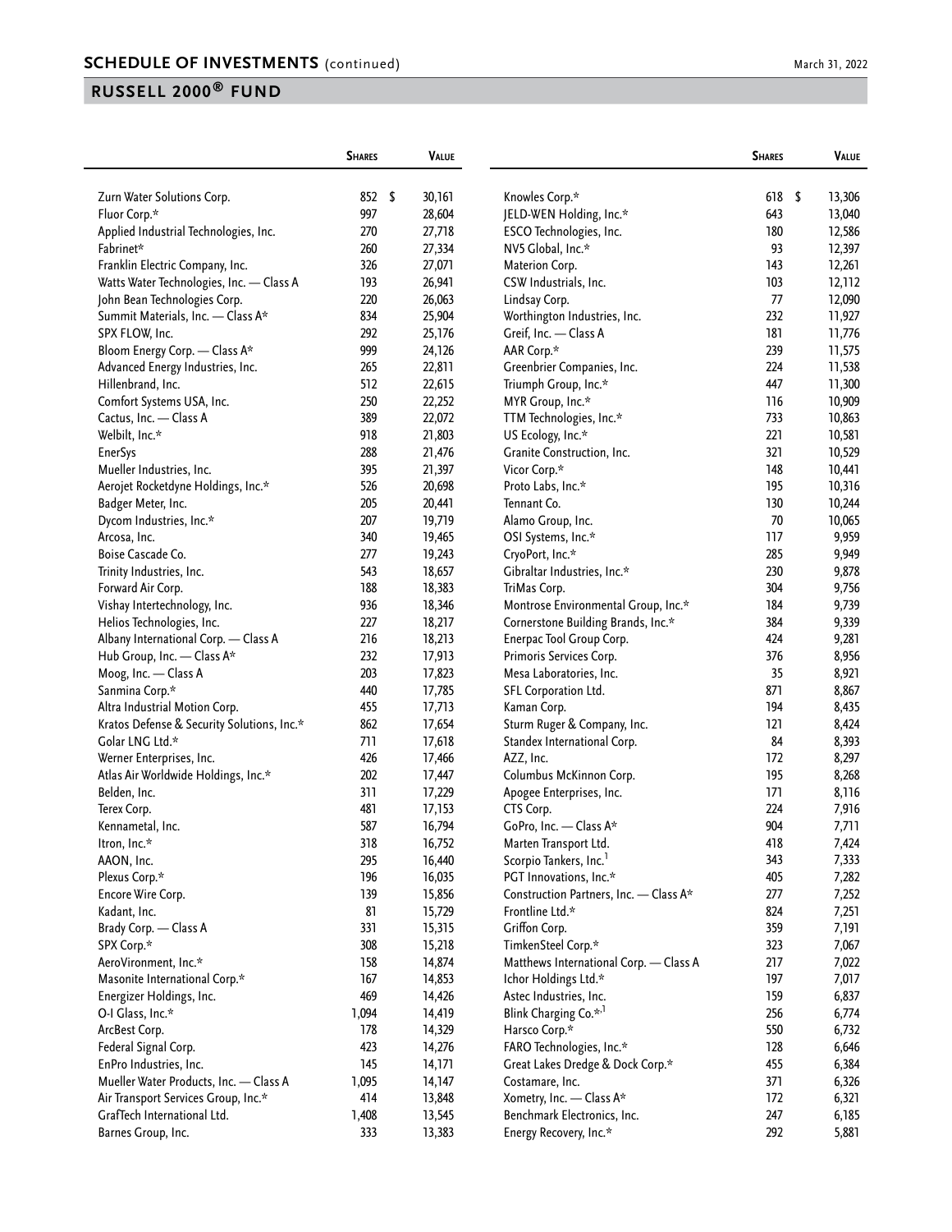## SCHEDULE OF INVESTMENTS (continued)

March 31, 2022

## RUSSELL 2000® FUND

| | Shares | Value |
|---|---|---|
| Zurn Water Solutions Corp. | 852 | $ 30,161 |
| Fluor Corp.* | 997 | 28,604 |
| Applied Industrial Technologies, Inc. | 270 | 27,718 |
| Fabrinet* | 260 | 27,334 |
| Franklin Electric Company, Inc. | 326 | 27,071 |
| Watts Water Technologies, Inc. — Class A | 193 | 26,941 |
| John Bean Technologies Corp. | 220 | 26,063 |
| Summit Materials, Inc. — Class A* | 834 | 25,904 |
| SPX FLOW, Inc. | 292 | 25,176 |
| Bloom Energy Corp. — Class A* | 999 | 24,126 |
| Advanced Energy Industries, Inc. | 265 | 22,811 |
| Hillenbrand, Inc. | 512 | 22,615 |
| Comfort Systems USA, Inc. | 250 | 22,252 |
| Cactus, Inc. — Class A | 389 | 22,072 |
| Welbilt, Inc.* | 918 | 21,803 |
| EnerSys | 288 | 21,476 |
| Mueller Industries, Inc. | 395 | 21,397 |
| Aerojet Rocketdyne Holdings, Inc.* | 526 | 20,698 |
| Badger Meter, Inc. | 205 | 20,441 |
| Dycom Industries, Inc.* | 207 | 19,719 |
| Arcosa, Inc. | 340 | 19,465 |
| Boise Cascade Co. | 277 | 19,243 |
| Trinity Industries, Inc. | 543 | 18,657 |
| Forward Air Corp. | 188 | 18,383 |
| Vishay Intertechnology, Inc. | 936 | 18,346 |
| Helios Technologies, Inc. | 227 | 18,217 |
| Albany International Corp. — Class A | 216 | 18,213 |
| Hub Group, Inc. — Class A* | 232 | 17,913 |
| Moog, Inc. — Class A | 203 | 17,823 |
| Sanmina Corp.* | 440 | 17,785 |
| Altra Industrial Motion Corp. | 455 | 17,713 |
| Kratos Defense & Security Solutions, Inc.* | 862 | 17,654 |
| Golar LNG Ltd.* | 711 | 17,618 |
| Werner Enterprises, Inc. | 426 | 17,466 |
| Atlas Air Worldwide Holdings, Inc.* | 202 | 17,447 |
| Belden, Inc. | 311 | 17,229 |
| Terex Corp. | 481 | 17,153 |
| Kennametal, Inc. | 587 | 16,794 |
| Itron, Inc.* | 318 | 16,752 |
| AAON, Inc. | 295 | 16,440 |
| Plexus Corp.* | 196 | 16,035 |
| Encore Wire Corp. | 139 | 15,856 |
| Kadant, Inc. | 81 | 15,729 |
| Brady Corp. — Class A | 331 | 15,315 |
| SPX Corp.* | 308 | 15,218 |
| AeroVironment, Inc.* | 158 | 14,874 |
| Masonite International Corp.* | 167 | 14,853 |
| Energizer Holdings, Inc. | 469 | 14,426 |
| O-I Glass, Inc.* | 1,094 | 14,419 |
| ArcBest Corp. | 178 | 14,329 |
| Federal Signal Corp. | 423 | 14,276 |
| EnPro Industries, Inc. | 145 | 14,171 |
| Mueller Water Products, Inc. — Class A | 1,095 | 14,147 |
| Air Transport Services Group, Inc.* | 414 | 13,848 |
| GrafTech International Ltd. | 1,408 | 13,545 |
| Barnes Group, Inc. | 333 | 13,383 |
| Knowles Corp.* | 618 | $ 13,306 |
| JELD-WEN Holding, Inc.* | 643 | 13,040 |
| ESCO Technologies, Inc. | 180 | 12,586 |
| NV5 Global, Inc.* | 93 | 12,397 |
| Materion Corp. | 143 | 12,261 |
| CSW Industrials, Inc. | 103 | 12,112 |
| Lindsay Corp. | 77 | 12,090 |
| Worthington Industries, Inc. | 232 | 11,927 |
| Greif, Inc. — Class A | 181 | 11,776 |
| AAR Corp.* | 239 | 11,575 |
| Greenbrier Companies, Inc. | 224 | 11,538 |
| Triumph Group, Inc.* | 447 | 11,300 |
| MYR Group, Inc.* | 116 | 10,909 |
| TTM Technologies, Inc.* | 733 | 10,863 |
| US Ecology, Inc.* | 221 | 10,581 |
| Granite Construction, Inc. | 321 | 10,529 |
| Vicor Corp.* | 148 | 10,441 |
| Proto Labs, Inc.* | 195 | 10,316 |
| Tennant Co. | 130 | 10,244 |
| Alamo Group, Inc. | 70 | 10,065 |
| OSI Systems, Inc.* | 117 | 9,959 |
| CryoPort, Inc.* | 285 | 9,949 |
| Gibraltar Industries, Inc.* | 230 | 9,878 |
| TriMas Corp. | 304 | 9,756 |
| Montrose Environmental Group, Inc.* | 184 | 9,739 |
| Cornerstone Building Brands, Inc.* | 384 | 9,339 |
| Enerpac Tool Group Corp. | 424 | 9,281 |
| Primoris Services Corp. | 376 | 8,956 |
| Mesa Laboratories, Inc. | 35 | 8,921 |
| SFL Corporation Ltd. | 871 | 8,867 |
| Kaman Corp. | 194 | 8,435 |
| Sturm Ruger & Company, Inc. | 121 | 8,424 |
| Standex International Corp. | 84 | 8,393 |
| AZZ, Inc. | 172 | 8,297 |
| Columbus McKinnon Corp. | 195 | 8,268 |
| Apogee Enterprises, Inc. | 171 | 8,116 |
| CTS Corp. | 224 | 7,916 |
| GoPro, Inc. — Class A* | 904 | 7,711 |
| Marten Transport Ltd. | 418 | 7,424 |
| Scorpio Tankers, Inc.[1] | 343 | 7,333 |
| PGT Innovations, Inc.* | 405 | 7,282 |
| Construction Partners, Inc. — Class A* | 277 | 7,252 |
| Frontline Ltd.* | 824 | 7,251 |
| Griffon Corp. | 359 | 7,191 |
| TimkenSteel Corp.* | 323 | 7,067 |
| Matthews International Corp. — Class A | 217 | 7,022 |
| Ichor Holdings Ltd.* | 197 | 7,017 |
| Astec Industries, Inc. | 159 | 6,837 |
| Blink Charging Co.*,[1] | 256 | 6,774 |
| Harsco Corp.* | 550 | 6,732 |
| FARO Technologies, Inc.* | 128 | 6,646 |
| Great Lakes Dredge & Dock Corp.* | 455 | 6,384 |
| Costamare, Inc. | 371 | 6,326 |
| Xometry, Inc. — Class A* | 172 | 6,321 |
| Benchmark Electronics, Inc. | 247 | 6,185 |
| Energy Recovery, Inc.* | 292 | 5,881 |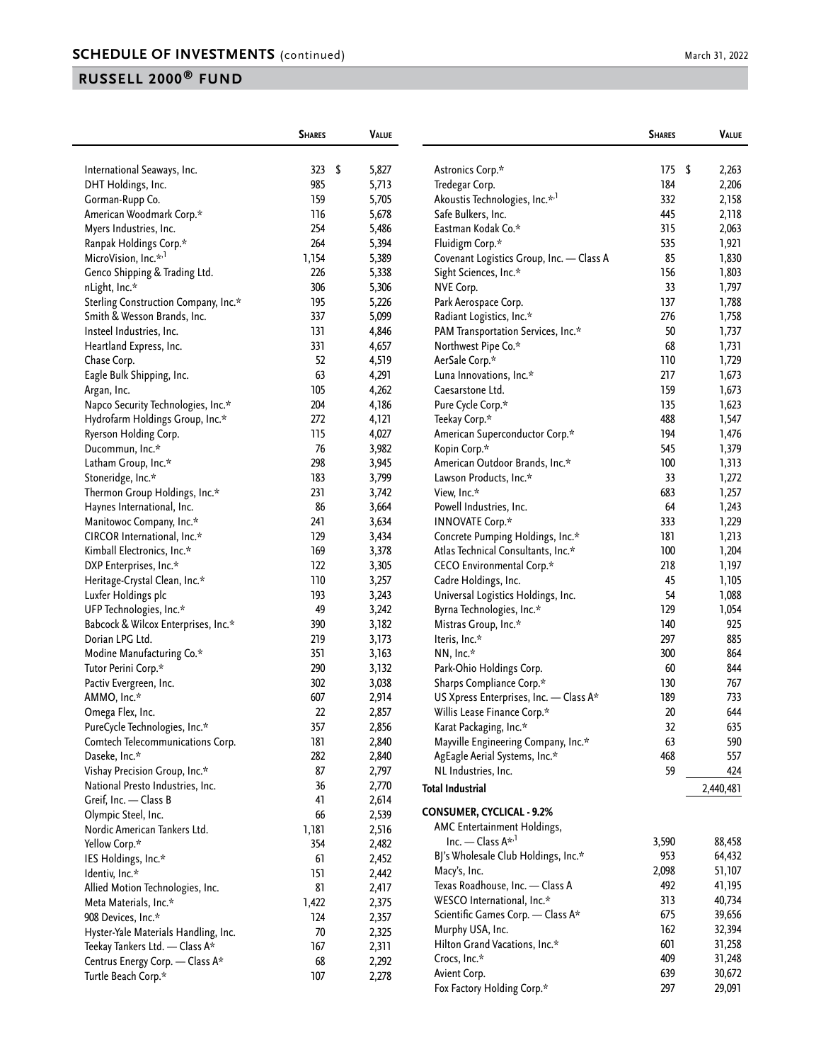## SCHEDULE OF INVESTMENTS (continued)

March 31, 2022

## RUSSELL 2000® FUND

| | Shares | Value |
|---|---|---|
| International Seaways, Inc. | 323 | $ 5,827 |
| DHT Holdings, Inc. | 985 | 5,713 |
| Gorman-Rupp Co. | 159 | 5,705 |
| American Woodmark Corp.* | 116 | 5,678 |
| Myers Industries, Inc. | 254 | 5,486 |
| Ranpak Holdings Corp.* | 264 | 5,394 |
| MicroVision, Inc.*,1 | 1,154 | 5,389 |
| Genco Shipping & Trading Ltd. | 226 | 5,338 |
| nLight, Inc.* | 306 | 5,306 |
| Sterling Construction Company, Inc.* | 195 | 5,226 |
| Smith & Wesson Brands, Inc. | 337 | 5,099 |
| Insteel Industries, Inc. | 131 | 4,846 |
| Heartland Express, Inc. | 331 | 4,657 |
| Chase Corp. | 52 | 4,519 |
| Eagle Bulk Shipping, Inc. | 63 | 4,291 |
| Argan, Inc. | 105 | 4,262 |
| Napco Security Technologies, Inc.* | 204 | 4,186 |
| Hydrofarm Holdings Group, Inc.* | 272 | 4,121 |
| Ryerson Holding Corp. | 115 | 4,027 |
| Ducommun, Inc.* | 76 | 3,982 |
| Latham Group, Inc.* | 298 | 3,945 |
| Stoneridge, Inc.* | 183 | 3,799 |
| Thermon Group Holdings, Inc.* | 231 | 3,742 |
| Haynes International, Inc. | 86 | 3,664 |
| Manitowoc Company, Inc.* | 241 | 3,634 |
| CIRCOR International, Inc.* | 129 | 3,434 |
| Kimball Electronics, Inc.* | 169 | 3,378 |
| DXP Enterprises, Inc.* | 122 | 3,305 |
| Heritage-Crystal Clean, Inc.* | 110 | 3,257 |
| Luxfer Holdings plc | 193 | 3,243 |
| UFP Technologies, Inc.* | 49 | 3,242 |
| Babcock & Wilcox Enterprises, Inc.* | 390 | 3,182 |
| Dorian LPG Ltd. | 219 | 3,173 |
| Modine Manufacturing Co.* | 351 | 3,163 |
| Tutor Perini Corp.* | 290 | 3,132 |
| Pactiv Evergreen, Inc. | 302 | 3,038 |
| AMMO, Inc.* | 607 | 2,914 |
| Omega Flex, Inc. | 22 | 2,857 |
| PureCycle Technologies, Inc.* | 357 | 2,856 |
| Comtech Telecommunications Corp. | 181 | 2,840 |
| Daseke, Inc.* | 282 | 2,840 |
| Vishay Precision Group, Inc.* | 87 | 2,797 |
| National Presto Industries, Inc. | 36 | 2,770 |
| Greif, Inc. — Class B | 41 | 2,614 |
| Olympic Steel, Inc. | 66 | 2,539 |
| Nordic American Tankers Ltd. | 1,181 | 2,516 |
| Yellow Corp.* | 354 | 2,482 |
| IES Holdings, Inc.* | 61 | 2,452 |
| Identiv, Inc.* | 151 | 2,442 |
| Allied Motion Technologies, Inc. | 81 | 2,417 |
| Meta Materials, Inc.* | 1,422 | 2,375 |
| 908 Devices, Inc.* | 124 | 2,357 |
| Hyster-Yale Materials Handling, Inc. | 70 | 2,325 |
| Teekay Tankers Ltd. — Class A* | 167 | 2,311 |
| Centrus Energy Corp. — Class A* | 68 | 2,292 |
| Turtle Beach Corp.* | 107 | 2,278 |
| Astronics Corp.* | 175 | $ 2,263 |
| Tredegar Corp. | 184 | 2,206 |
| Akoustis Technologies, Inc.*,1 | 332 | 2,158 |
| Safe Bulkers, Inc. | 445 | 2,118 |
| Eastman Kodak Co.* | 315 | 2,063 |
| Fluidigm Corp.* | 535 | 1,921 |
| Covenant Logistics Group, Inc. — Class A | 85 | 1,830 |
| Sight Sciences, Inc.* | 156 | 1,803 |
| NVE Corp. | 33 | 1,797 |
| Park Aerospace Corp. | 137 | 1,788 |
| Radiant Logistics, Inc.* | 276 | 1,758 |
| PAM Transportation Services, Inc.* | 50 | 1,737 |
| Northwest Pipe Co.* | 68 | 1,731 |
| AerSale Corp.* | 110 | 1,729 |
| Luna Innovations, Inc.* | 217 | 1,673 |
| Caesarstone Ltd. | 159 | 1,673 |
| Pure Cycle Corp.* | 135 | 1,623 |
| Teekay Corp.* | 488 | 1,547 |
| American Superconductor Corp.* | 194 | 1,476 |
| Kopin Corp.* | 545 | 1,379 |
| American Outdoor Brands, Inc.* | 100 | 1,313 |
| Lawson Products, Inc.* | 33 | 1,272 |
| View, Inc.* | 683 | 1,257 |
| Powell Industries, Inc. | 64 | 1,243 |
| INNOVATE Corp.* | 333 | 1,229 |
| Concrete Pumping Holdings, Inc.* | 181 | 1,213 |
| Atlas Technical Consultants, Inc.* | 100 | 1,204 |
| CECO Environmental Corp.* | 218 | 1,197 |
| Cadre Holdings, Inc. | 45 | 1,105 |
| Universal Logistics Holdings, Inc. | 54 | 1,088 |
| Byrna Technologies, Inc.* | 129 | 1,054 |
| Mistras Group, Inc.* | 140 | 925 |
| Iteris, Inc.* | 297 | 885 |
| NN, Inc.* | 300 | 864 |
| Park-Ohio Holdings Corp. | 60 | 844 |
| Sharps Compliance Corp.* | 130 | 767 |
| US Xpress Enterprises, Inc. — Class A* | 189 | 733 |
| Willis Lease Finance Corp.* | 20 | 644 |
| Karat Packaging, Inc.* | 32 | 635 |
| Mayville Engineering Company, Inc.* | 63 | 590 |
| AgEagle Aerial Systems, Inc.* | 468 | 557 |
| NL Industries, Inc. | 59 | 424 |
| **Total Industrial** | | 2,440,481 |
| **CONSUMER, CYCLICAL - 9.2%** | | |
| AMC Entertainment Holdings, Inc. — Class A*,1 | 3,590 | 88,458 |
| BJ's Wholesale Club Holdings, Inc.* | 953 | 64,432 |
| Macy's, Inc. | 2,098 | 51,107 |
| Texas Roadhouse, Inc. — Class A | 492 | 41,195 |
| WESCO International, Inc.* | 313 | 40,734 |
| Scientific Games Corp. — Class A* | 675 | 39,656 |
| Murphy USA, Inc. | 162 | 32,394 |
| Hilton Grand Vacations, Inc.* | 601 | 31,258 |
| Crocs, Inc.* | 409 | 31,248 |
| Avient Corp. | 639 | 30,672 |
| Fox Factory Holding Corp.* | 297 | 29,091 |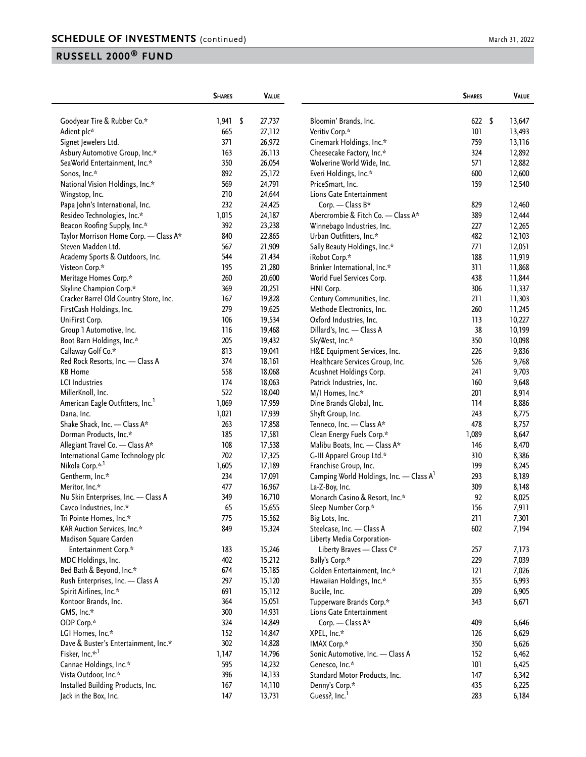## SCHEDULE OF INVESTMENTS (continued)

March 31, 2022

## RUSSELL 2000® FUND

| | Shares | Value |
|---|---|---|
| Goodyear Tire & Rubber Co.* | 1,941 | $ 27,737 |
| Adient plc* | 665 | 27,112 |
| Signet Jewelers Ltd. | 371 | 26,972 |
| Asbury Automotive Group, Inc.* | 163 | 26,113 |
| SeaWorld Entertainment, Inc.* | 350 | 26,054 |
| Sonos, Inc.* | 892 | 25,172 |
| National Vision Holdings, Inc.* | 569 | 24,791 |
| Wingstop, Inc. | 210 | 24,644 |
| Papa John's International, Inc. | 232 | 24,425 |
| Resideo Technologies, Inc.* | 1,015 | 24,187 |
| Beacon Roofing Supply, Inc.* | 392 | 23,238 |
| Taylor Morrison Home Corp. — Class A* | 840 | 22,865 |
| Steven Madden Ltd. | 567 | 21,909 |
| Academy Sports & Outdoors, Inc. | 544 | 21,434 |
| Visteon Corp.* | 195 | 21,280 |
| Meritage Homes Corp.* | 260 | 20,600 |
| Skyline Champion Corp.* | 369 | 20,251 |
| Cracker Barrel Old Country Store, Inc. | 167 | 19,828 |
| FirstCash Holdings, Inc. | 279 | 19,625 |
| UniFirst Corp. | 106 | 19,534 |
| Group 1 Automotive, Inc. | 116 | 19,468 |
| Boot Barn Holdings, Inc.* | 205 | 19,432 |
| Callaway Golf Co.* | 813 | 19,041 |
| Red Rock Resorts, Inc. — Class A | 374 | 18,161 |
| KB Home | 558 | 18,068 |
| LCI Industries | 174 | 18,063 |
| MillerKnoll, Inc. | 522 | 18,040 |
| American Eagle Outfitters, Inc.[1] | 1,069 | 17,959 |
| Dana, Inc. | 1,021 | 17,939 |
| Shake Shack, Inc. — Class A* | 263 | 17,858 |
| Dorman Products, Inc.* | 185 | 17,581 |
| Allegiant Travel Co. — Class A* | 108 | 17,538 |
| International Game Technology plc | 702 | 17,325 |
| Nikola Corp.*,[1] | 1,605 | 17,189 |
| Gentherm, Inc.* | 234 | 17,091 |
| Meritor, Inc.* | 477 | 16,967 |
| Nu Skin Enterprises, Inc. — Class A | 349 | 16,710 |
| Cavco Industries, Inc.* | 65 | 15,655 |
| Tri Pointe Homes, Inc.* | 775 | 15,562 |
| KAR Auction Services, Inc.* | 849 | 15,324 |
| Madison Square Garden Entertainment Corp.* | 183 | 15,246 |
| MDC Holdings, Inc. | 402 | 15,212 |
| Bed Bath & Beyond, Inc.* | 674 | 15,185 |
| Rush Enterprises, Inc. — Class A | 297 | 15,120 |
| Spirit Airlines, Inc.* | 691 | 15,112 |
| Kontoor Brands, Inc. | 364 | 15,051 |
| GMS, Inc.* | 300 | 14,931 |
| ODP Corp.* | 324 | 14,849 |
| LGI Homes, Inc.* | 152 | 14,847 |
| Dave & Buster's Entertainment, Inc.* | 302 | 14,828 |
| Fisker, Inc.*,[1] | 1,147 | 14,796 |
| Cannae Holdings, Inc.* | 595 | 14,232 |
| Vista Outdoor, Inc.* | 396 | 14,133 |
| Installed Building Products, Inc. | 167 | 14,110 |
| Jack in the Box, Inc. | 147 | 13,731 |
| Bloomin' Brands, Inc. | 622 | $ 13,647 |
| Veritiv Corp.* | 101 | 13,493 |
| Cinemark Holdings, Inc.* | 759 | 13,116 |
| Cheesecake Factory, Inc.* | 324 | 12,892 |
| Wolverine World Wide, Inc. | 571 | 12,882 |
| Everi Holdings, Inc.* | 600 | 12,600 |
| PriceSmart, Inc. | 159 | 12,540 |
| Lions Gate Entertainment Corp. — Class B* | 829 | 12,460 |
| Abercrombie & Fitch Co. — Class A* | 389 | 12,444 |
| Winnebago Industries, Inc. | 227 | 12,265 |
| Urban Outfitters, Inc.* | 482 | 12,103 |
| Sally Beauty Holdings, Inc.* | 771 | 12,051 |
| iRobot Corp.* | 188 | 11,919 |
| Brinker International, Inc.* | 311 | 11,868 |
| World Fuel Services Corp. | 438 | 11,844 |
| HNI Corp. | 306 | 11,337 |
| Century Communities, Inc. | 211 | 11,303 |
| Methode Electronics, Inc. | 260 | 11,245 |
| Oxford Industries, Inc. | 113 | 10,227 |
| Dillard's, Inc. — Class A | 38 | 10,199 |
| SkyWest, Inc.* | 350 | 10,098 |
| H&E Equipment Services, Inc. | 226 | 9,836 |
| Healthcare Services Group, Inc. | 526 | 9,768 |
| Acushnet Holdings Corp. | 241 | 9,703 |
| Patrick Industries, Inc. | 160 | 9,648 |
| M/I Homes, Inc.* | 201 | 8,914 |
| Dine Brands Global, Inc. | 114 | 8,886 |
| Shyft Group, Inc. | 243 | 8,775 |
| Tenneco, Inc. — Class A* | 478 | 8,757 |
| Clean Energy Fuels Corp.* | 1,089 | 8,647 |
| Malibu Boats, Inc. — Class A* | 146 | 8,470 |
| G-III Apparel Group Ltd.* | 310 | 8,386 |
| Franchise Group, Inc. | 199 | 8,245 |
| Camping World Holdings, Inc. — Class A[1] | 293 | 8,189 |
| La-Z-Boy, Inc. | 309 | 8,148 |
| Monarch Casino & Resort, Inc.* | 92 | 8,025 |
| Sleep Number Corp.* | 156 | 7,911 |
| Big Lots, Inc. | 211 | 7,301 |
| Steelcase, Inc. — Class A | 602 | 7,194 |
| Liberty Media Corporation-Liberty Braves — Class C* | 257 | 7,173 |
| Bally's Corp.* | 229 | 7,039 |
| Golden Entertainment, Inc.* | 121 | 7,026 |
| Hawaiian Holdings, Inc.* | 355 | 6,993 |
| Buckle, Inc. | 209 | 6,905 |
| Tupperware Brands Corp.* | 343 | 6,671 |
| Lions Gate Entertainment Corp. — Class A* | 409 | 6,646 |
| XPEL, Inc.* | 126 | 6,629 |
| IMAX Corp.* | 350 | 6,626 |
| Sonic Automotive, Inc. — Class A | 152 | 6,462 |
| Genesco, Inc.* | 101 | 6,425 |
| Standard Motor Products, Inc. | 147 | 6,342 |
| Denny's Corp.* | 435 | 6,225 |
| Guess?, Inc.[1] | 283 | 6,184 |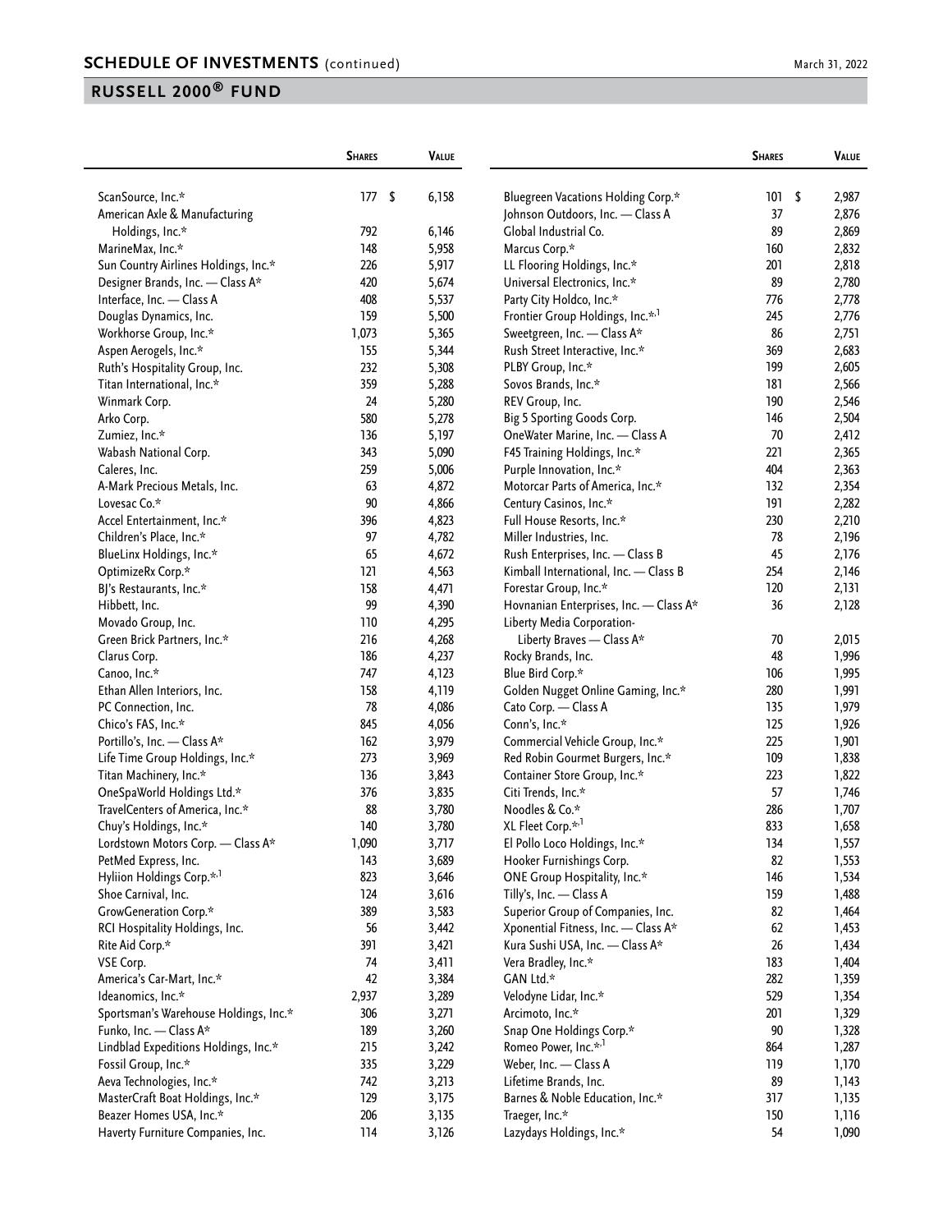## SCHEDULE OF INVESTMENTS (continued)

March 31, 2022

## RUSSELL 2000® FUND

| | Shares | Value |
|---|---|---|
| ScanSource, Inc.* | 177 | $ 6,158 |
| American Axle & Manufacturing Holdings, Inc.* | 792 | 6,146 |
| MarineMax, Inc.* | 148 | 5,958 |
| Sun Country Airlines Holdings, Inc.* | 226 | 5,917 |
| Designer Brands, Inc. — Class A* | 420 | 5,674 |
| Interface, Inc. — Class A | 408 | 5,537 |
| Douglas Dynamics, Inc. | 159 | 5,500 |
| Workhorse Group, Inc.* | 1,073 | 5,365 |
| Aspen Aerogels, Inc.* | 155 | 5,344 |
| Ruth's Hospitality Group, Inc. | 232 | 5,308 |
| Titan International, Inc.* | 359 | 5,288 |
| Winmark Corp. | 24 | 5,280 |
| Arko Corp. | 580 | 5,278 |
| Zumiez, Inc.* | 136 | 5,197 |
| Wabash National Corp. | 343 | 5,090 |
| Caleres, Inc. | 259 | 5,006 |
| A-Mark Precious Metals, Inc. | 63 | 4,872 |
| Lovesac Co.* | 90 | 4,866 |
| Accel Entertainment, Inc.* | 396 | 4,823 |
| Children's Place, Inc.* | 97 | 4,782 |
| BlueLinx Holdings, Inc.* | 65 | 4,672 |
| OptimizeRx Corp.* | 121 | 4,563 |
| BJ's Restaurants, Inc.* | 158 | 4,471 |
| Hibbett, Inc. | 99 | 4,390 |
| Movado Group, Inc. | 110 | 4,295 |
| Green Brick Partners, Inc.* | 216 | 4,268 |
| Clarus Corp. | 186 | 4,237 |
| Canoo, Inc.* | 747 | 4,123 |
| Ethan Allen Interiors, Inc. | 158 | 4,119 |
| PC Connection, Inc. | 78 | 4,086 |
| Chico's FAS, Inc.* | 845 | 4,056 |
| Portillo's, Inc. — Class A* | 162 | 3,979 |
| Life Time Group Holdings, Inc.* | 273 | 3,969 |
| Titan Machinery, Inc.* | 136 | 3,843 |
| OneSpaWorld Holdings Ltd.* | 376 | 3,835 |
| TravelCenters of America, Inc.* | 88 | 3,780 |
| Chuy's Holdings, Inc.* | 140 | 3,780 |
| Lordstown Motors Corp. — Class A* | 1,090 | 3,717 |
| PetMed Express, Inc. | 143 | 3,689 |
| Hyliion Holdings Corp.*,[1] | 823 | 3,646 |
| Shoe Carnival, Inc. | 124 | 3,616 |
| GrowGeneration Corp.* | 389 | 3,583 |
| RCI Hospitality Holdings, Inc. | 56 | 3,442 |
| Rite Aid Corp.* | 391 | 3,421 |
| VSE Corp. | 74 | 3,411 |
| America's Car-Mart, Inc.* | 42 | 3,384 |
| Ideanomics, Inc.* | 2,937 | 3,289 |
| Sportsman's Warehouse Holdings, Inc.* | 306 | 3,271 |
| Funko, Inc. — Class A* | 189 | 3,260 |
| Lindblad Expeditions Holdings, Inc.* | 215 | 3,242 |
| Fossil Group, Inc.* | 335 | 3,229 |
| Aeva Technologies, Inc.* | 742 | 3,213 |
| MasterCraft Boat Holdings, Inc.* | 129 | 3,175 |
| Beazer Homes USA, Inc.* | 206 | 3,135 |
| Haverty Furniture Companies, Inc. | 114 | 3,126 |
| Bluegreen Vacations Holding Corp.* | 101 | $ 2,987 |
| Johnson Outdoors, Inc. — Class A | 37 | 2,876 |
| Global Industrial Co. | 89 | 2,869 |
| Marcus Corp.* | 160 | 2,832 |
| LL Flooring Holdings, Inc.* | 201 | 2,818 |
| Universal Electronics, Inc.* | 89 | 2,780 |
| Party City Holdco, Inc.* | 776 | 2,778 |
| Frontier Group Holdings, Inc.*,[1] | 245 | 2,776 |
| Sweetgreen, Inc. — Class A* | 86 | 2,751 |
| Rush Street Interactive, Inc.* | 369 | 2,683 |
| PLBY Group, Inc.* | 199 | 2,605 |
| Sovos Brands, Inc.* | 181 | 2,566 |
| REV Group, Inc. | 190 | 2,546 |
| Big 5 Sporting Goods Corp. | 146 | 2,504 |
| OneWater Marine, Inc. — Class A | 70 | 2,412 |
| F45 Training Holdings, Inc.* | 221 | 2,365 |
| Purple Innovation, Inc.* | 404 | 2,363 |
| Motorcar Parts of America, Inc.* | 132 | 2,354 |
| Century Casinos, Inc.* | 191 | 2,282 |
| Full House Resorts, Inc.* | 230 | 2,210 |
| Miller Industries, Inc. | 78 | 2,196 |
| Rush Enterprises, Inc. — Class B | 45 | 2,176 |
| Kimball International, Inc. — Class B | 254 | 2,146 |
| Forestar Group, Inc.* | 120 | 2,131 |
| Hovnanian Enterprises, Inc. — Class A* | 36 | 2,128 |
| Liberty Media Corporation-Liberty Braves — Class A* | 70 | 2,015 |
| Rocky Brands, Inc. | 48 | 1,996 |
| Blue Bird Corp.* | 106 | 1,995 |
| Golden Nugget Online Gaming, Inc.* | 280 | 1,991 |
| Cato Corp. — Class A | 135 | 1,979 |
| Conn's, Inc.* | 125 | 1,926 |
| Commercial Vehicle Group, Inc.* | 225 | 1,901 |
| Red Robin Gourmet Burgers, Inc.* | 109 | 1,838 |
| Container Store Group, Inc.* | 223 | 1,822 |
| Citi Trends, Inc.* | 57 | 1,746 |
| Noodles & Co.* | 286 | 1,707 |
| XL Fleet Corp.*,[1] | 833 | 1,658 |
| El Pollo Loco Holdings, Inc.* | 134 | 1,557 |
| Hooker Furnishings Corp. | 82 | 1,553 |
| ONE Group Hospitality, Inc.* | 146 | 1,534 |
| Tilly's, Inc. — Class A | 159 | 1,488 |
| Superior Group of Companies, Inc. | 82 | 1,464 |
| Xponential Fitness, Inc. — Class A* | 62 | 1,453 |
| Kura Sushi USA, Inc. — Class A* | 26 | 1,434 |
| Vera Bradley, Inc.* | 183 | 1,404 |
| GAN Ltd.* | 282 | 1,359 |
| Velodyne Lidar, Inc.* | 529 | 1,354 |
| Arcimoto, Inc.* | 201 | 1,329 |
| Snap One Holdings Corp.* | 90 | 1,328 |
| Romeo Power, Inc.*,[1] | 864 | 1,287 |
| Weber, Inc. — Class A | 119 | 1,170 |
| Lifetime Brands, Inc. | 89 | 1,143 |
| Barnes & Noble Education, Inc.* | 317 | 1,135 |
| Traeger, Inc.* | 150 | 1,116 |
| Lazydays Holdings, Inc.* | 54 | 1,090 |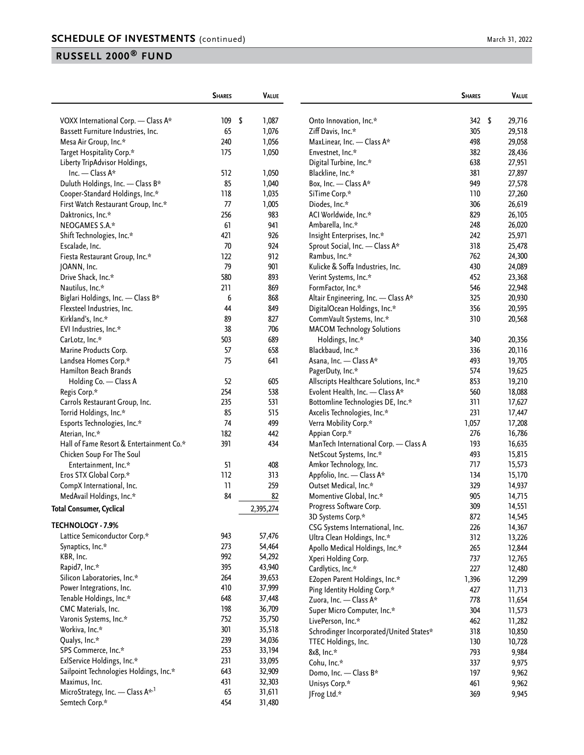## RUSSELL 2000® FUND

| | Shares | Value |
|---|---|---|
| VOXX International Corp. — Class A* | 109 | $ 1,087 |
| Bassett Furniture Industries, Inc. | 65 | 1,076 |
| Mesa Air Group, Inc.* | 240 | 1,056 |
| Target Hospitality Corp.* | 175 | 1,050 |
| Liberty TripAdvisor Holdings, Inc. — Class A* | 512 | 1,050 |
| Duluth Holdings, Inc. — Class B* | 85 | 1,040 |
| Cooper-Standard Holdings, Inc.* | 118 | 1,035 |
| First Watch Restaurant Group, Inc.* | 77 | 1,005 |
| Daktronics, Inc.* | 256 | 983 |
| NEOGAMES S.A.* | 61 | 941 |
| Shift Technologies, Inc.* | 421 | 926 |
| Escalade, Inc. | 70 | 924 |
| Fiesta Restaurant Group, Inc.* | 122 | 912 |
| JOANN, Inc. | 79 | 901 |
| Drive Shack, Inc.* | 580 | 893 |
| Nautilus, Inc.* | 211 | 869 |
| Biglari Holdings, Inc. — Class B* | 6 | 868 |
| Flexsteel Industries, Inc. | 44 | 849 |
| Kirkland's, Inc.* | 89 | 827 |
| EVI Industries, Inc.* | 38 | 706 |
| CarLotz, Inc.* | 503 | 689 |
| Marine Products Corp. | 57 | 658 |
| Landsea Homes Corp.* | 75 | 641 |
| Hamilton Beach Brands Holding Co. — Class A | 52 | 605 |
| Regis Corp.* | 254 | 538 |
| Carrols Restaurant Group, Inc. | 235 | 531 |
| Torrid Holdings, Inc.* | 85 | 515 |
| Esports Technologies, Inc.* | 74 | 499 |
| Aterian, Inc.* | 182 | 442 |
| Hall of Fame Resort & Entertainment Co.* | 391 | 434 |
| Chicken Soup For The Soul Entertainment, Inc.* | 51 | 408 |
| Eros STX Global Corp.* | 112 | 313 |
| CompX International, Inc. | 11 | 259 |
| MedAvail Holdings, Inc.* | 84 | 82 |
| **Total Consumer, Cyclical** | | 2,395,274 |
| **TECHNOLOGY - 7.9%** | | |
| Lattice Semiconductor Corp.* | 943 | 57,476 |
| Synaptics, Inc.* | 273 | 54,464 |
| KBR, Inc. | 992 | 54,292 |
| Rapid7, Inc.* | 395 | 43,940 |
| Silicon Laboratories, Inc.* | 264 | 39,653 |
| Power Integrations, Inc. | 410 | 37,999 |
| Tenable Holdings, Inc.* | 648 | 37,448 |
| CMC Materials, Inc. | 198 | 36,709 |
| Varonis Systems, Inc.* | 752 | 35,750 |
| Workiva, Inc.* | 301 | 35,518 |
| Qualys, Inc.* | 239 | 34,036 |
| SPS Commerce, Inc.* | 253 | 33,194 |
| ExlService Holdings, Inc.* | 231 | 33,095 |
| Sailpoint Technologies Holdings, Inc.* | 643 | 32,909 |
| Maximus, Inc. | 431 | 32,303 |
| MicroStrategy, Inc. — Class A*,[1] | 65 | 31,611 |
| Semtech Corp.* | 454 | 31,480 |
| Onto Innovation, Inc.* | 342 | $ 29,716 |
| Ziff Davis, Inc.* | 305 | 29,518 |
| MaxLinear, Inc. — Class A* | 498 | 29,058 |
| Envestnet, Inc.* | 382 | 28,436 |
| Digital Turbine, Inc.* | 638 | 27,951 |
| Blackline, Inc.* | 381 | 27,897 |
| Box, Inc. — Class A* | 949 | 27,578 |
| SiTime Corp.* | 110 | 27,260 |
| Diodes, Inc.* | 306 | 26,619 |
| ACI Worldwide, Inc.* | 829 | 26,105 |
| Ambarella, Inc.* | 248 | 26,020 |
| Insight Enterprises, Inc.* | 242 | 25,971 |
| Sprout Social, Inc. — Class A* | 318 | 25,478 |
| Rambus, Inc.* | 762 | 24,300 |
| Kulicke & Soffa Industries, Inc. | 430 | 24,089 |
| Verint Systems, Inc.* | 452 | 23,368 |
| FormFactor, Inc.* | 546 | 22,948 |
| Altair Engineering, Inc. — Class A* | 325 | 20,930 |
| DigitalOcean Holdings, Inc.* | 356 | 20,595 |
| CommVault Systems, Inc.* | 310 | 20,568 |
| MACOM Technology Solutions Holdings, Inc.* | 340 | 20,356 |
| Blackbaud, Inc.* | 336 | 20,116 |
| Asana, Inc. — Class A* | 493 | 19,705 |
| PagerDuty, Inc.* | 574 | 19,625 |
| Allscripts Healthcare Solutions, Inc.* | 853 | 19,210 |
| Evolent Health, Inc. — Class A* | 560 | 18,088 |
| Bottomline Technologies DE, Inc.* | 311 | 17,627 |
| Axcelis Technologies, Inc.* | 231 | 17,447 |
| Verra Mobility Corp.* | 1,057 | 17,208 |
| Appian Corp.* | 276 | 16,786 |
| ManTech International Corp. — Class A | 193 | 16,635 |
| NetScout Systems, Inc.* | 493 | 15,815 |
| Amkor Technology, Inc. | 717 | 15,573 |
| Appfolio, Inc. — Class A* | 134 | 15,170 |
| Outset Medical, Inc.* | 329 | 14,937 |
| Momentive Global, Inc.* | 905 | 14,715 |
| Progress Software Corp. | 309 | 14,551 |
| 3D Systems Corp.* | 872 | 14,545 |
| CSG Systems International, Inc. | 226 | 14,367 |
| Ultra Clean Holdings, Inc.* | 312 | 13,226 |
| Apollo Medical Holdings, Inc.* | 265 | 12,844 |
| Xperi Holding Corp. | 737 | 12,765 |
| Cardlytics, Inc.* | 227 | 12,480 |
| E2open Parent Holdings, Inc.* | 1,396 | 12,299 |
| Ping Identity Holding Corp.* | 427 | 11,713 |
| Zuora, Inc. — Class A* | 778 | 11,654 |
| Super Micro Computer, Inc.* | 304 | 11,573 |
| LivePerson, Inc.* | 462 | 11,282 |
| Schrodinger Incorporated/United States* | 318 | 10,850 |
| TTEC Holdings, Inc. | 130 | 10,728 |
| 8x8, Inc.* | 793 | 9,984 |
| Cohu, Inc.* | 337 | 9,975 |
| Domo, Inc. — Class B* | 197 | 9,962 |
| Unisys Corp.* | 461 | 9,962 |
| JFrog Ltd.* | 369 | 9,945 |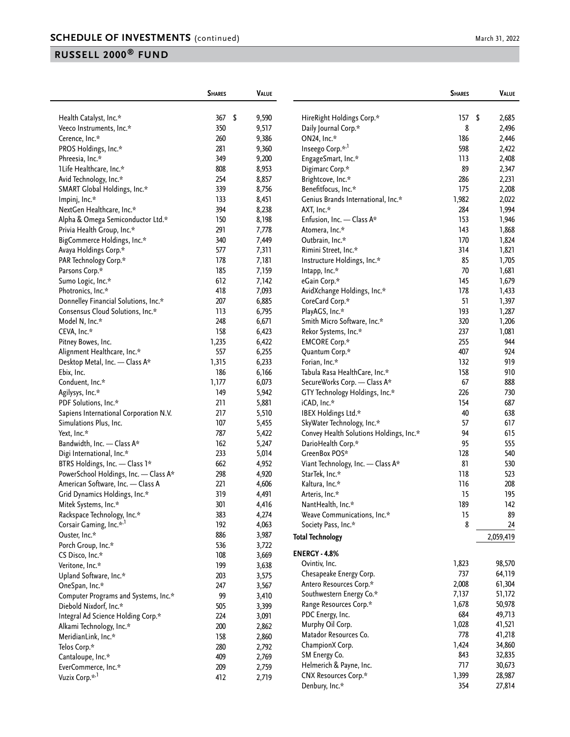## RUSSELL 2000® FUND

| | Shares | Value |
|---|---|---|
| Health Catalyst, Inc.* | 367 | $ 9,590 |
| Veeco Instruments, Inc.* | 350 | 9,517 |
| Cerence, Inc.* | 260 | 9,386 |
| PROS Holdings, Inc.* | 281 | 9,360 |
| Phreesia, Inc.* | 349 | 9,200 |
| 1Life Healthcare, Inc.* | 808 | 8,953 |
| Avid Technology, Inc.* | 254 | 8,857 |
| SMART Global Holdings, Inc.* | 339 | 8,756 |
| Impinj, Inc.* | 133 | 8,451 |
| NextGen Healthcare, Inc.* | 394 | 8,238 |
| Alpha & Omega Semiconductor Ltd.* | 150 | 8,198 |
| Privia Health Group, Inc.* | 291 | 7,778 |
| BigCommerce Holdings, Inc.* | 340 | 7,449 |
| Avaya Holdings Corp.* | 577 | 7,311 |
| PAR Technology Corp.* | 178 | 7,181 |
| Parsons Corp.* | 185 | 7,159 |
| Sumo Logic, Inc.* | 612 | 7,142 |
| Photronics, Inc.* | 418 | 7,093 |
| Donnelley Financial Solutions, Inc.* | 207 | 6,885 |
| Consensus Cloud Solutions, Inc.* | 113 | 6,795 |
| Model N, Inc.* | 248 | 6,671 |
| CEVA, Inc.* | 158 | 6,423 |
| Pitney Bowes, Inc. | 1,235 | 6,422 |
| Alignment Healthcare, Inc.* | 557 | 6,255 |
| Desktop Metal, Inc. — Class A* | 1,315 | 6,233 |
| Ebix, Inc. | 186 | 6,166 |
| Conduent, Inc.* | 1,177 | 6,073 |
| Agilysys, Inc.* | 149 | 5,942 |
| PDF Solutions, Inc.* | 211 | 5,881 |
| Sapiens International Corporation N.V. | 217 | 5,510 |
| Simulations Plus, Inc. | 107 | 5,455 |
| Yext, Inc.* | 787 | 5,422 |
| Bandwidth, Inc. — Class A* | 162 | 5,247 |
| Digi International, Inc.* | 233 | 5,014 |
| BTRS Holdings, Inc. — Class 1* | 662 | 4,952 |
| PowerSchool Holdings, Inc. — Class A* | 298 | 4,920 |
| American Software, Inc. — Class A | 221 | 4,606 |
| Grid Dynamics Holdings, Inc.* | 319 | 4,491 |
| Mitek Systems, Inc.* | 301 | 4,416 |
| Rackspace Technology, Inc.* | 383 | 4,274 |
| Corsair Gaming, Inc.*,[1] | 192 | 4,063 |
| Ouster, Inc.* | 886 | 3,987 |
| Porch Group, Inc.* | 536 | 3,722 |
| CS Disco, Inc.* | 108 | 3,669 |
| Veritone, Inc.* | 199 | 3,638 |
| Upland Software, Inc.* | 203 | 3,575 |
| OneSpan, Inc.* | 247 | 3,567 |
| Computer Programs and Systems, Inc.* | 99 | 3,410 |
| Diebold Nixdorf, Inc.* | 505 | 3,399 |
| Integral Ad Science Holding Corp.* | 224 | 3,091 |
| Alkami Technology, Inc.* | 200 | 2,862 |
| MeridianLink, Inc.* | 158 | 2,860 |
| Telos Corp.* | 280 | 2,792 |
| Cantaloupe, Inc.* | 409 | 2,769 |
| EverCommerce, Inc.* | 209 | 2,759 |
| Vuzix Corp.*,[1] | 412 | 2,719 |
| HireRight Holdings Corp.* | 157 | $ 2,685 |
| Daily Journal Corp.* | 8 | 2,496 |
| ON24, Inc.* | 186 | 2,446 |
| Inseego Corp.*,[1] | 598 | 2,422 |
| EngageSmart, Inc.* | 113 | 2,408 |
| Digimarc Corp.* | 89 | 2,347 |
| Brightcove, Inc.* | 286 | 2,231 |
| Benefitfocus, Inc.* | 175 | 2,208 |
| Genius Brands International, Inc.* | 1,982 | 2,022 |
| AXT, Inc.* | 284 | 1,994 |
| Enfusion, Inc. — Class A* | 153 | 1,946 |
| Atomera, Inc.* | 143 | 1,868 |
| Outbrain, Inc.* | 170 | 1,824 |
| Rimini Street, Inc.* | 314 | 1,821 |
| Instructure Holdings, Inc.* | 85 | 1,705 |
| Intapp, Inc.* | 70 | 1,681 |
| eGain Corp.* | 145 | 1,679 |
| AvidXchange Holdings, Inc.* | 178 | 1,433 |
| CoreCard Corp.* | 51 | 1,397 |
| PlayAGS, Inc.* | 193 | 1,287 |
| Smith Micro Software, Inc.* | 320 | 1,206 |
| Rekor Systems, Inc.* | 237 | 1,081 |
| EMCORE Corp.* | 255 | 944 |
| Quantum Corp.* | 407 | 924 |
| Forian, Inc.* | 132 | 919 |
| Tabula Rasa HealthCare, Inc.* | 158 | 910 |
| SecureWorks Corp. — Class A* | 67 | 888 |
| GTY Technology Holdings, Inc.* | 226 | 730 |
| iCAD, Inc.* | 154 | 687 |
| IBEX Holdings Ltd.* | 40 | 638 |
| SkyWater Technology, Inc.* | 57 | 617 |
| Convey Health Solutions Holdings, Inc.* | 94 | 615 |
| DarioHealth Corp.* | 95 | 555 |
| GreenBox POS* | 128 | 540 |
| Viant Technology, Inc. — Class A* | 81 | 530 |
| StarTek, Inc.* | 118 | 523 |
| Kaltura, Inc.* | 116 | 208 |
| Arteris, Inc.* | 15 | 195 |
| NantHealth, Inc.* | 189 | 142 |
| Weave Communications, Inc.* | 15 | 89 |
| Society Pass, Inc.* | 8 | 24 |
| **Total Technology** | | 2,059,419 |
| **ENERGY - 4.8%** | | |
| Ovintiv, Inc. | 1,823 | 98,570 |
| Chesapeake Energy Corp. | 737 | 64,119 |
| Antero Resources Corp.* | 2,008 | 61,304 |
| Southwestern Energy Co.* | 7,137 | 51,172 |
| Range Resources Corp.* | 1,678 | 50,978 |
| PDC Energy, Inc. | 684 | 49,713 |
| Murphy Oil Corp. | 1,028 | 41,521 |
| Matador Resources Co. | 778 | 41,218 |
| ChampionX Corp. | 1,424 | 34,860 |
| SM Energy Co. | 843 | 32,835 |
| Helmerich & Payne, Inc. | 717 | 30,673 |
| CNX Resources Corp.* | 1,399 | 28,987 |
| Denbury, Inc.* | 354 | 27,814 |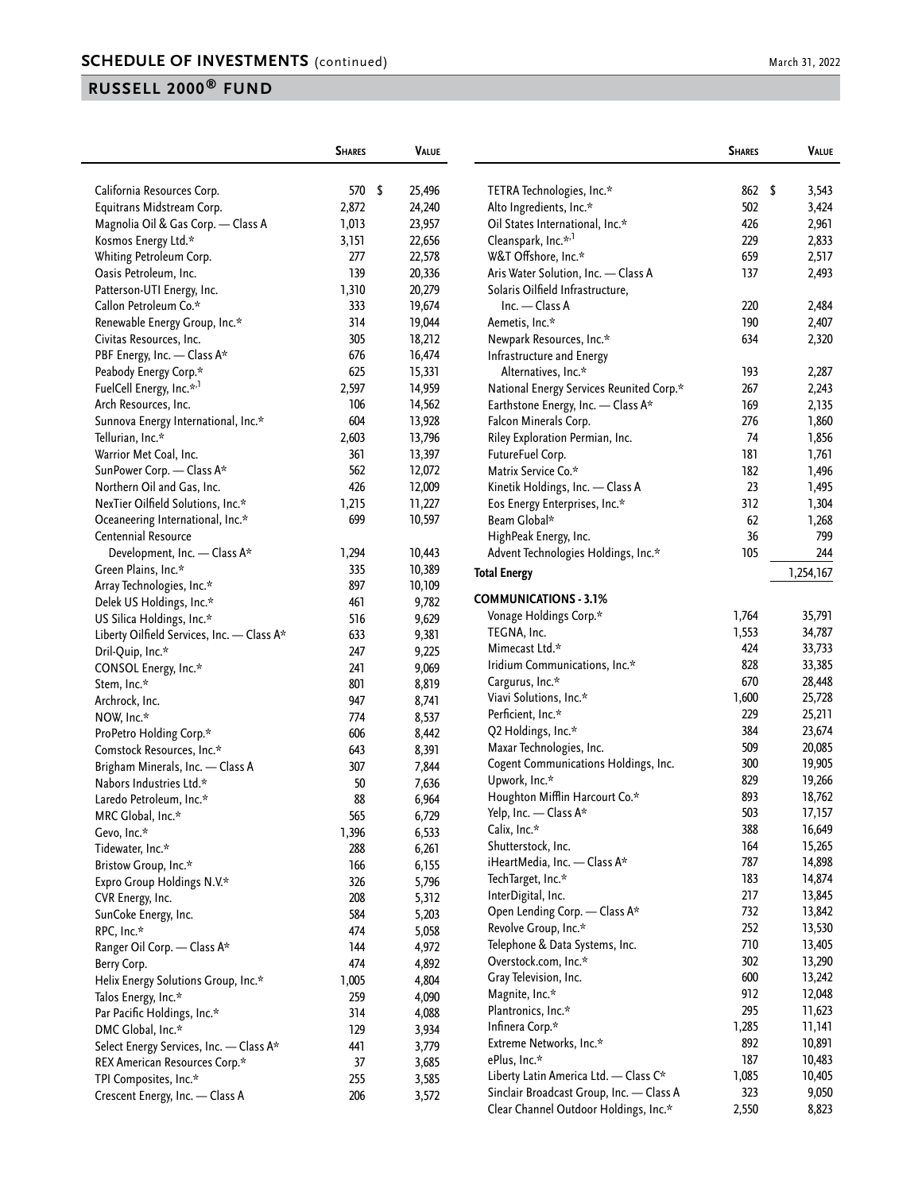## SCHEDULE OF INVESTMENTS (continued)

March 31, 2022

## RUSSELL 2000® FUND

| | Shares | Value |
|---|---|---|
| California Resources Corp. | 570 | $ 25,496 |
| Equitrans Midstream Corp. | 2,872 | 24,240 |
| Magnolia Oil & Gas Corp. — Class A | 1,013 | 23,957 |
| Kosmos Energy Ltd.* | 3,151 | 22,656 |
| Whiting Petroleum Corp. | 277 | 22,578 |
| Oasis Petroleum, Inc. | 139 | 20,336 |
| Patterson-UTI Energy, Inc. | 1,310 | 20,279 |
| Callon Petroleum Co.* | 333 | 19,674 |
| Renewable Energy Group, Inc.* | 314 | 19,044 |
| Civitas Resources, Inc. | 305 | 18,212 |
| PBF Energy, Inc. — Class A* | 676 | 16,474 |
| Peabody Energy Corp.* | 625 | 15,331 |
| FuelCell Energy, Inc.*,[1] | 2,597 | 14,959 |
| Arch Resources, Inc. | 106 | 14,562 |
| Sunnova Energy International, Inc.* | 604 | 13,928 |
| Tellurian, Inc.* | 2,603 | 13,796 |
| Warrior Met Coal, Inc. | 361 | 13,397 |
| SunPower Corp. — Class A* | 562 | 12,072 |
| Northern Oil and Gas, Inc. | 426 | 12,009 |
| NexTier Oilfield Solutions, Inc.* | 1,215 | 11,227 |
| Oceaneering International, Inc.* | 699 | 10,597 |
| Centennial Resource Development, Inc. — Class A* | 1,294 | 10,443 |
| Green Plains, Inc.* | 335 | 10,389 |
| Array Technologies, Inc.* | 897 | 10,109 |
| Delek US Holdings, Inc.* | 461 | 9,782 |
| US Silica Holdings, Inc.* | 516 | 9,629 |
| Liberty Oilfield Services, Inc. — Class A* | 633 | 9,381 |
| Dril-Quip, Inc.* | 247 | 9,225 |
| CONSOL Energy, Inc.* | 241 | 9,069 |
| Stem, Inc.* | 801 | 8,819 |
| Archrock, Inc. | 947 | 8,741 |
| NOW, Inc.* | 774 | 8,537 |
| ProPetro Holding Corp.* | 606 | 8,442 |
| Comstock Resources, Inc.* | 643 | 8,391 |
| Brigham Minerals, Inc. — Class A | 307 | 7,844 |
| Nabors Industries Ltd.* | 50 | 7,636 |
| Laredo Petroleum, Inc.* | 88 | 6,964 |
| MRC Global, Inc.* | 565 | 6,729 |
| Gevo, Inc.* | 1,396 | 6,533 |
| Tidewater, Inc.* | 288 | 6,261 |
| Bristow Group, Inc.* | 166 | 6,155 |
| Expro Group Holdings N.V.* | 326 | 5,796 |
| CVR Energy, Inc. | 208 | 5,312 |
| SunCoke Energy, Inc. | 584 | 5,203 |
| RPC, Inc.* | 474 | 5,058 |
| Ranger Oil Corp. — Class A* | 144 | 4,972 |
| Berry Corp. | 474 | 4,892 |
| Helix Energy Solutions Group, Inc.* | 1,005 | 4,804 |
| Talos Energy, Inc.* | 259 | 4,090 |
| Par Pacific Holdings, Inc.* | 314 | 4,088 |
| DMC Global, Inc.* | 129 | 3,934 |
| Select Energy Services, Inc. — Class A* | 441 | 3,779 |
| REX American Resources Corp.* | 37 | 3,685 |
| TPI Composites, Inc.* | 255 | 3,585 |
| Crescent Energy, Inc. — Class A | 206 | 3,572 |
| TETRA Technologies, Inc.* | 862 | $ 3,543 |
| Alto Ingredients, Inc.* | 502 | 3,424 |
| Oil States International, Inc.* | 426 | 2,961 |
| Cleanspark, Inc.*,[1] | 229 | 2,833 |
| W&T Offshore, Inc.* | 659 | 2,517 |
| Aris Water Solution, Inc. — Class A | 137 | 2,493 |
| Solaris Oilfield Infrastructure, Inc. — Class A | 220 | 2,484 |
| Aemetis, Inc.* | 190 | 2,407 |
| Newpark Resources, Inc.* | 634 | 2,320 |
| Infrastructure and Energy Alternatives, Inc.* | 193 | 2,287 |
| National Energy Services Reunited Corp.* | 267 | 2,243 |
| Earthstone Energy, Inc. — Class A* | 169 | 2,135 |
| Falcon Minerals Corp. | 276 | 1,860 |
| Riley Exploration Permian, Inc. | 74 | 1,856 |
| FutureFuel Corp. | 181 | 1,761 |
| Matrix Service Co.* | 182 | 1,496 |
| Kinetik Holdings, Inc. — Class A | 23 | 1,495 |
| Eos Energy Enterprises, Inc.* | 312 | 1,304 |
| Beam Global* | 62 | 1,268 |
| HighPeak Energy, Inc. | 36 | 799 |
| Advent Technologies Holdings, Inc.* | 105 | 244 |
| **Total Energy** | | 1,254,167 |
| **COMMUNICATIONS - 3.1%** | | |
| Vonage Holdings Corp.* | 1,764 | 35,791 |
| TEGNA, Inc. | 1,553 | 34,787 |
| Mimecast Ltd.* | 424 | 33,733 |
| Iridium Communications, Inc.* | 828 | 33,385 |
| Cargurus, Inc.* | 670 | 28,448 |
| Viavi Solutions, Inc.* | 1,600 | 25,728 |
| Perficient, Inc.* | 229 | 25,211 |
| Q2 Holdings, Inc.* | 384 | 23,674 |
| Maxar Technologies, Inc. | 509 | 20,085 |
| Cogent Communications Holdings, Inc. | 300 | 19,905 |
| Upwork, Inc.* | 829 | 19,266 |
| Houghton Mifflin Harcourt Co.* | 893 | 18,762 |
| Yelp, Inc. — Class A* | 503 | 17,157 |
| Calix, Inc.* | 388 | 16,649 |
| Shutterstock, Inc. | 164 | 15,265 |
| iHeartMedia, Inc. — Class A* | 787 | 14,898 |
| TechTarget, Inc.* | 183 | 14,874 |
| InterDigital, Inc. | 217 | 13,845 |
| Open Lending Corp. — Class A* | 732 | 13,842 |
| Revolve Group, Inc.* | 252 | 13,530 |
| Telephone & Data Systems, Inc. | 710 | 13,405 |
| Overstock.com, Inc.* | 302 | 13,290 |
| Gray Television, Inc. | 600 | 13,242 |
| Magnite, Inc.* | 912 | 12,048 |
| Plantronics, Inc.* | 295 | 11,623 |
| Infinera Corp.* | 1,285 | 11,141 |
| Extreme Networks, Inc.* | 892 | 10,891 |
| ePlus, Inc.* | 187 | 10,483 |
| Liberty Latin America Ltd. — Class C* | 1,085 | 10,405 |
| Sinclair Broadcast Group, Inc. — Class A | 323 | 9,050 |
| Clear Channel Outdoor Holdings, Inc.* | 2,550 | 8,823 |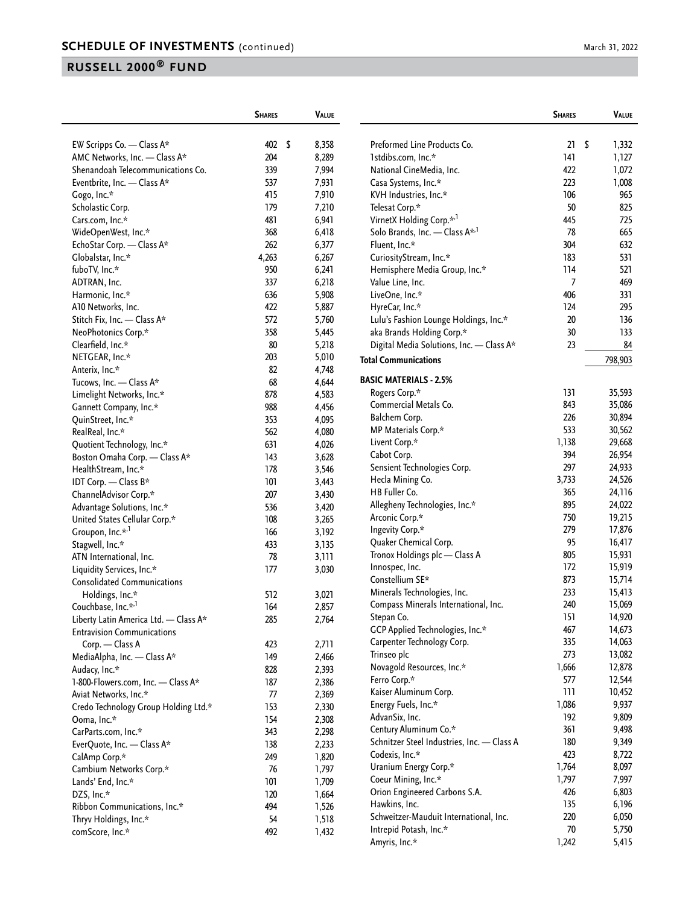## SCHEDULE OF INVESTMENTS (continued)

## RUSSELL 2000® FUND

| | Shares | Value |
|---|---|---|
| EW Scripps Co. — Class A* | 402 | $ 8,358 |
| AMC Networks, Inc. — Class A* | 204 | 8,289 |
| Shenandoah Telecommunications Co. | 339 | 7,994 |
| Eventbrite, Inc. — Class A* | 537 | 7,931 |
| Gogo, Inc.* | 415 | 7,910 |
| Scholastic Corp. | 179 | 7,210 |
| Cars.com, Inc.* | 481 | 6,941 |
| WideOpenWest, Inc.* | 368 | 6,418 |
| EchoStar Corp. — Class A* | 262 | 6,377 |
| Globalstar, Inc.* | 4,263 | 6,267 |
| fuboTV, Inc.* | 950 | 6,241 |
| ADTRAN, Inc. | 337 | 6,218 |
| Harmonic, Inc.* | 636 | 5,908 |
| A10 Networks, Inc. | 422 | 5,887 |
| Stitch Fix, Inc. — Class A* | 572 | 5,760 |
| NeoPhotonics Corp.* | 358 | 5,445 |
| Clearfield, Inc.* | 80 | 5,218 |
| NETGEAR, Inc.* | 203 | 5,010 |
| Anterix, Inc.* | 82 | 4,748 |
| Tucows, Inc. — Class A* | 68 | 4,644 |
| Limelight Networks, Inc.* | 878 | 4,583 |
| Gannett Company, Inc.* | 988 | 4,456 |
| QuinStreet, Inc.* | 353 | 4,095 |
| RealReal, Inc.* | 562 | 4,080 |
| Quotient Technology, Inc.* | 631 | 4,026 |
| Boston Omaha Corp. — Class A* | 143 | 3,628 |
| HealthStream, Inc.* | 178 | 3,546 |
| IDT Corp. — Class B* | 101 | 3,443 |
| ChannelAdvisor Corp.* | 207 | 3,430 |
| Advantage Solutions, Inc.* | 536 | 3,420 |
| United States Cellular Corp.* | 108 | 3,265 |
| Groupon, Inc.*,[1] | 166 | 3,192 |
| Stagwell, Inc.* | 433 | 3,135 |
| ATN International, Inc. | 78 | 3,111 |
| Liquidity Services, Inc.* | 177 | 3,030 |
| Consolidated Communications Holdings, Inc.* | 512 | 3,021 |
| Couchbase, Inc.*,[1] | 164 | 2,857 |
| Liberty Latin America Ltd. — Class A* | 285 | 2,764 |
| Entravision Communications Corp. — Class A | 423 | 2,711 |
| MediaAlpha, Inc. — Class A* | 149 | 2,466 |
| Audacy, Inc.* | 828 | 2,393 |
| 1-800-Flowers.com, Inc. — Class A* | 187 | 2,386 |
| Aviat Networks, Inc.* | 77 | 2,369 |
| Credo Technology Group Holding Ltd.* | 153 | 2,330 |
| Ooma, Inc.* | 154 | 2,308 |
| CarParts.com, Inc.* | 343 | 2,298 |
| EverQuote, Inc. — Class A* | 138 | 2,233 |
| CalAmp Corp.* | 249 | 1,820 |
| Cambium Networks Corp.* | 76 | 1,797 |
| Lands' End, Inc.* | 101 | 1,709 |
| DZS, Inc.* | 120 | 1,664 |
| Ribbon Communications, Inc.* | 494 | 1,526 |
| Thryv Holdings, Inc.* | 54 | 1,518 |
| comScore, Inc.* | 492 | 1,432 |
| Preformed Line Products Co. | 21 | $ 1,332 |
| 1stdibs.com, Inc.* | 141 | 1,127 |
| National CineMedia, Inc. | 422 | 1,072 |
| Casa Systems, Inc.* | 223 | 1,008 |
| KVH Industries, Inc.* | 106 | 965 |
| Telesat Corp.* | 50 | 825 |
| VirnetX Holding Corp.*,[1] | 445 | 725 |
| Solo Brands, Inc. — Class A*,[1] | 78 | 665 |
| Fluent, Inc.* | 304 | 632 |
| CuriosityStream, Inc.* | 183 | 531 |
| Hemisphere Media Group, Inc.* | 114 | 521 |
| Value Line, Inc. | 7 | 469 |
| LiveOne, Inc.* | 406 | 331 |
| HyreCar, Inc.* | 124 | 295 |
| Lulu's Fashion Lounge Holdings, Inc.* | 20 | 136 |
| aka Brands Holding Corp.* | 30 | 133 |
| Digital Media Solutions, Inc. — Class A* | 23 | 84 |
| **Total Communications** | | 798,903 |
| **BASIC MATERIALS - 2.5%** | | |
| Rogers Corp.* | 131 | 35,593 |
| Commercial Metals Co. | 843 | 35,086 |
| Balchem Corp. | 226 | 30,894 |
| MP Materials Corp.* | 533 | 30,562 |
| Livent Corp.* | 1,138 | 29,668 |
| Cabot Corp. | 394 | 26,954 |
| Sensient Technologies Corp. | 297 | 24,933 |
| Hecla Mining Co. | 3,733 | 24,526 |
| HB Fuller Co. | 365 | 24,116 |
| Allegheny Technologies, Inc.* | 895 | 24,022 |
| Arconic Corp.* | 750 | 19,215 |
| Ingevity Corp.* | 279 | 17,876 |
| Quaker Chemical Corp. | 95 | 16,417 |
| Tronox Holdings plc — Class A | 805 | 15,931 |
| Innospec, Inc. | 172 | 15,919 |
| Constellium SE* | 873 | 15,714 |
| Minerals Technologies, Inc. | 233 | 15,413 |
| Compass Minerals International, Inc. | 240 | 15,069 |
| Stepan Co. | 151 | 14,920 |
| GCP Applied Technologies, Inc.* | 467 | 14,673 |
| Carpenter Technology Corp. | 335 | 14,063 |
| Trinseo plc | 273 | 13,082 |
| Novagold Resources, Inc.* | 1,666 | 12,878 |
| Ferro Corp.* | 577 | 12,544 |
| Kaiser Aluminum Corp. | 111 | 10,452 |
| Energy Fuels, Inc.* | 1,086 | 9,937 |
| AdvanSix, Inc. | 192 | 9,809 |
| Century Aluminum Co.* | 361 | 9,498 |
| Schnitzer Steel Industries, Inc. — Class A | 180 | 9,349 |
| Codexis, Inc.* | 423 | 8,722 |
| Uranium Energy Corp.* | 1,764 | 8,097 |
| Coeur Mining, Inc.* | 1,797 | 7,997 |
| Orion Engineered Carbons S.A. | 426 | 6,803 |
| Hawkins, Inc. | 135 | 6,196 |
| Schweitzer-Mauduit International, Inc. | 220 | 6,050 |
| Intrepid Potash, Inc.* | 70 | 5,750 |
| Amyris, Inc.* | 1,242 | 5,415 |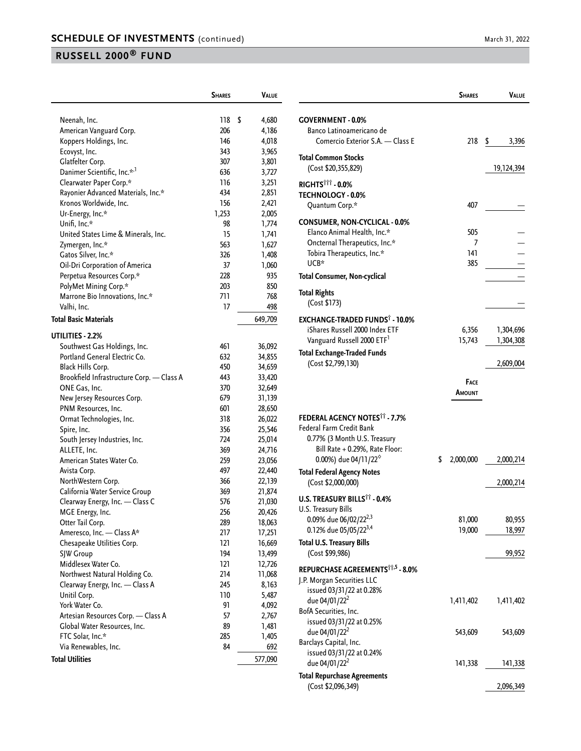## SCHEDULE OF INVESTMENTS (continued)

## RUSSELL 2000® FUND

| | Shares | Value |
|---|---|---|
| Neenah, Inc. | 118 | $ 4,680 |
| American Vanguard Corp. | 206 | 4,186 |
| Koppers Holdings, Inc. | 146 | 4,018 |
| Ecovyst, Inc. | 343 | 3,965 |
| Glatfelter Corp. | 307 | 3,801 |
| Danimer Scientific, Inc.*,[1] | 636 | 3,727 |
| Clearwater Paper Corp.* | 116 | 3,251 |
| Rayonier Advanced Materials, Inc.* | 434 | 2,851 |
| Kronos Worldwide, Inc. | 156 | 2,421 |
| Ur-Energy, Inc.* | 1,253 | 2,005 |
| Unifi, Inc.* | 98 | 1,774 |
| United States Lime & Minerals, Inc. | 15 | 1,741 |
| Zymergen, Inc.* | 563 | 1,627 |
| Gatos Silver, Inc.* | 326 | 1,408 |
| Oil-Dri Corporation of America | 37 | 1,060 |
| Perpetua Resources Corp.* | 228 | 935 |
| PolyMet Mining Corp.* | 203 | 850 |
| Marrone Bio Innovations, Inc.* | 711 | 768 |
| Valhi, Inc. | 17 | 498 |
| **Total Basic Materials** | | 649,709 |
| **UTILITIES - 2.2%** | | |
| Southwest Gas Holdings, Inc. | 461 | 36,092 |
| Portland General Electric Co. | 632 | 34,855 |
| Black Hills Corp. | 450 | 34,659 |
| Brookfield Infrastructure Corp. — Class A | 443 | 33,420 |
| ONE Gas, Inc. | 370 | 32,649 |
| New Jersey Resources Corp. | 679 | 31,139 |
| PNM Resources, Inc. | 601 | 28,650 |
| Ormat Technologies, Inc. | 318 | 26,022 |
| Spire, Inc. | 356 | 25,546 |
| South Jersey Industries, Inc. | 724 | 25,014 |
| ALLETE, Inc. | 369 | 24,716 |
| American States Water Co. | 259 | 23,056 |
| Avista Corp. | 497 | 22,440 |
| NorthWestern Corp. | 366 | 22,139 |
| California Water Service Group | 369 | 21,874 |
| Clearway Energy, Inc. — Class C | 576 | 21,030 |
| MGE Energy, Inc. | 256 | 20,426 |
| Otter Tail Corp. | 289 | 18,063 |
| Ameresco, Inc. — Class A* | 217 | 17,251 |
| Chesapeake Utilities Corp. | 121 | 16,669 |
| SJW Group | 194 | 13,499 |
| Middlesex Water Co. | 121 | 12,726 |
| Northwest Natural Holding Co. | 214 | 11,068 |
| Clearway Energy, Inc. — Class A | 245 | 8,163 |
| Unitil Corp. | 110 | 5,487 |
| York Water Co. | 91 | 4,092 |
| Artesian Resources Corp. — Class A | 57 | 2,767 |
| Global Water Resources, Inc. | 89 | 1,481 |
| FTC Solar, Inc.* | 285 | 1,405 |
| Via Renewables, Inc. | 84 | 692 |
| **Total Utilities** | | 577,090 |
| **GOVERNMENT - 0.0%** | | |
| Banco Latinoamericano de Comercio Exterior S.A. — Class E | 218 | $ 3,396 |
| **Total Common Stocks** (Cost $20,355,829) | | 19,124,394 |
| **RIGHTS††† - 0.0%** | | |
| **TECHNOLOGY - 0.0%** | | |
| Quantum Corp.* | 407 | — |
| **CONSUMER, NON-CYCLICAL - 0.0%** | | |
| Elanco Animal Health, Inc.* | 505 | — |
| Oncternal Therapeutics, Inc.* | 7 | — |
| Tobira Therapeutics, Inc.* | 141 | — |
| UCB* | 385 | — |
| **Total Consumer, Non-cyclical** | | — |
| **Total Rights** (Cost $173) | | — |
| **EXCHANGE-TRADED FUNDS† - 10.0%** | | |
| iShares Russell 2000 Index ETF | 6,356 | 1,304,696 |
| Vanguard Russell 2000 ETF[1] | 15,743 | 1,304,308 |
| **Total Exchange-Traded Funds** (Cost $2,799,130) | | 2,609,004 |

| | Face Amount | Value |
|---|---|---|
| **FEDERAL AGENCY NOTES†† - 7.7%** | | |
| Federal Farm Credit Bank 0.77% (3 Month U.S. Treasury Bill Rate + 0.29%, Rate Floor: 0.00%) due 04/11/22[◊] | $ 2,000,000 | 2,000,214 |
| **Total Federal Agency Notes** (Cost $2,000,000) | | 2,000,214 |
| **U.S. TREASURY BILLS†† - 0.4%** | | |
| U.S. Treasury Bills 0.09% due 06/02/22[2,3] | 81,000 | 80,955 |
| 0.12% due 05/05/22[3,4] | 19,000 | 18,997 |
| **Total U.S. Treasury Bills** (Cost $99,986) | | 99,952 |
| **REPURCHASE AGREEMENTS††,[5] - 8.0%** | | |
| J.P. Morgan Securities LLC issued 03/31/22 at 0.28% due 04/01/22[2] | 1,411,402 | 1,411,402 |
| BofA Securities, Inc. issued 03/31/22 at 0.25% due 04/01/22[2] | 543,609 | 543,609 |
| Barclays Capital, Inc. issued 03/31/22 at 0.24% due 04/01/22[2] | 141,338 | 141,338 |
| **Total Repurchase Agreements** (Cost $2,096,349) | | 2,096,349 |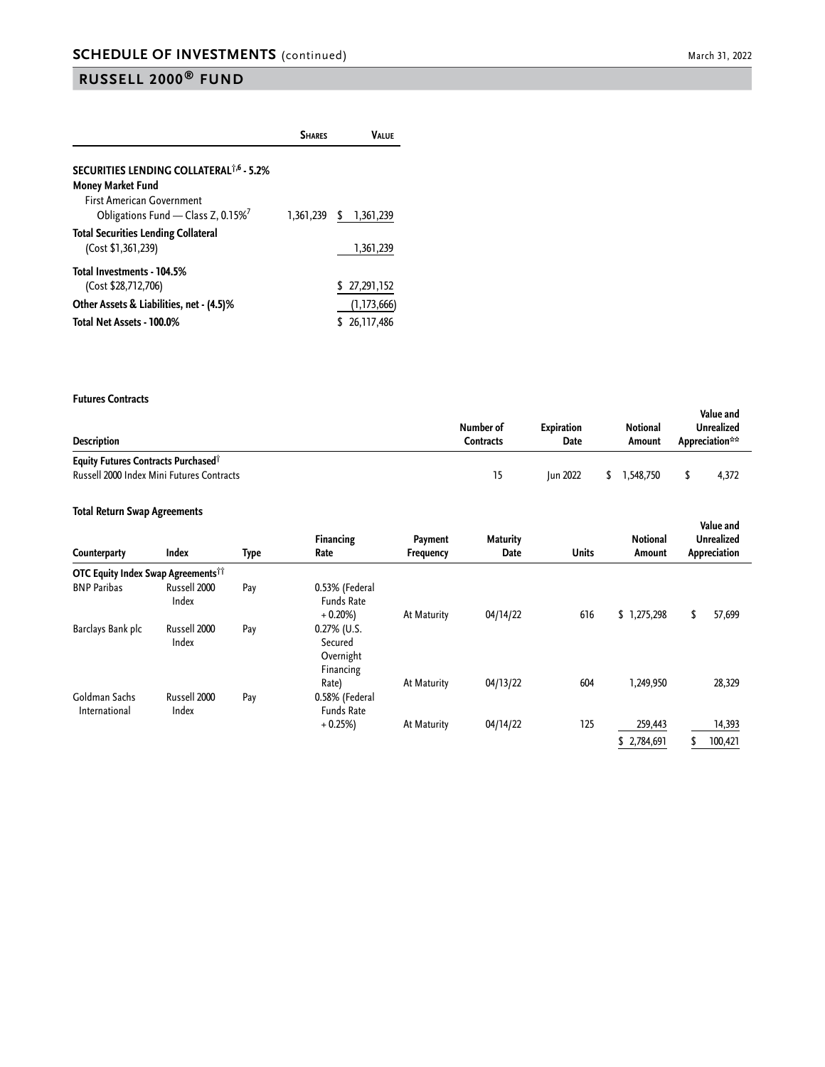## SCHEDULE OF INVESTMENTS (continued)

## RUSSELL 2000® FUND

| | Shares | Value |
|---|---|---|
| **SECURITIES LENDING COLLATERAL**[†,6] **- 5.2%** | | |
| **Money Market Fund** | | |
| First American Government Obligations Fund — Class Z, 0.15%[7] | 1,361,239 | $ 1,361,239 |
| **Total Securities Lending Collateral** (Cost $1,361,239) | | 1,361,239 |
| **Total Investments - 104.5%** (Cost $28,712,706) | | $ 27,291,152 |
| **Other Assets & Liabilities, net - (4.5)%** | | (1,173,666) |
| **Total Net Assets - 100.0%** | | $ 26,117,486 |

**Futures Contracts**

| Description | Number of Contracts | Expiration Date | Notional Amount | Value and Unrealized Appreciation** |
|---|---|---|---|---|
| **Equity Futures Contracts Purchased**[†] | | | | |
| Russell 2000 Index Mini Futures Contracts | 15 | Jun 2022 | $ 1,548,750 | $ 4,372 |

**Total Return Swap Agreements**

| Counterparty | Index | Type | Financing Rate | Payment Frequency | Maturity Date | Units | Notional Amount | Value and Unrealized Appreciation |
|---|---|---|---|---|---|---|---|---|
| **OTC Equity Index Swap Agreements**[††] | | | | | | | | |
| BNP Paribas | Russell 2000 Index | Pay | 0.53% (Federal Funds Rate + 0.20%) | At Maturity | 04/14/22 | 616 | $ 1,275,298 | $ 57,699 |
| Barclays Bank plc | Russell 2000 Index | Pay | 0.27% (U.S. Secured Overnight Financing Rate) | At Maturity | 04/13/22 | 604 | 1,249,950 | 28,329 |
| Goldman Sachs International | Russell 2000 Index | Pay | 0.58% (Federal Funds Rate + 0.25%) | At Maturity | 04/14/22 | 125 | 259,443 | 14,393 |
| | | | | | | | $ 2,784,691 | $ 100,421 |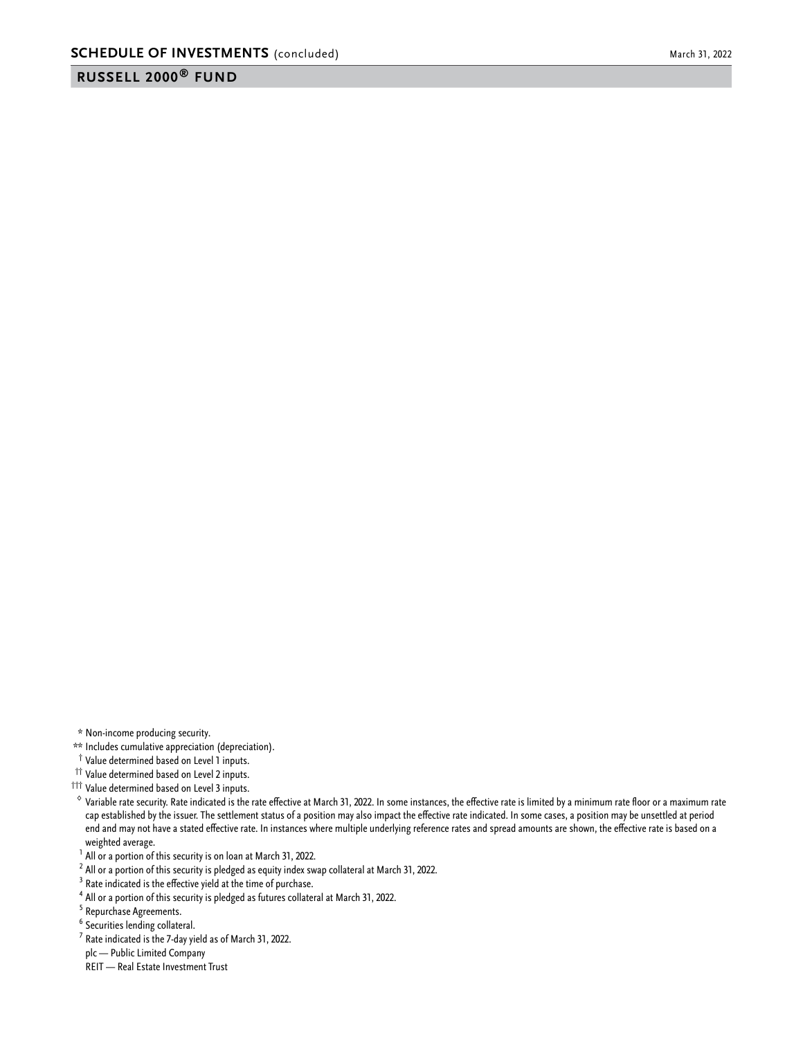## SCHEDULE OF INVESTMENTS (concluded)

March 31, 2022

## RUSSELL 2000® FUND

\* Non-income producing security.

\*\* Includes cumulative appreciation (depreciation).

† Value determined based on Level 1 inputs.

†† Value determined based on Level 2 inputs.

††† Value determined based on Level 3 inputs.

◊ Variable rate security. Rate indicated is the rate effective at March 31, 2022. In some instances, the effective rate is limited by a minimum rate floor or a maximum rate cap established by the issuer. The settlement status of a position may also impact the effective rate indicated. In some cases, a position may be unsettled at period end and may not have a stated effective rate. In instances where multiple underlying reference rates and spread amounts are shown, the effective rate is based on a weighted average.

[1] All or a portion of this security is on loan at March 31, 2022.

[2] All or a portion of this security is pledged as equity index swap collateral at March 31, 2022.

[3] Rate indicated is the effective yield at the time of purchase.

[4] All or a portion of this security is pledged as futures collateral at March 31, 2022.

[5] Repurchase Agreements.

[6] Securities lending collateral.

[7] Rate indicated is the 7-day yield as of March 31, 2022.

plc — Public Limited Company

REIT — Real Estate Investment Trust